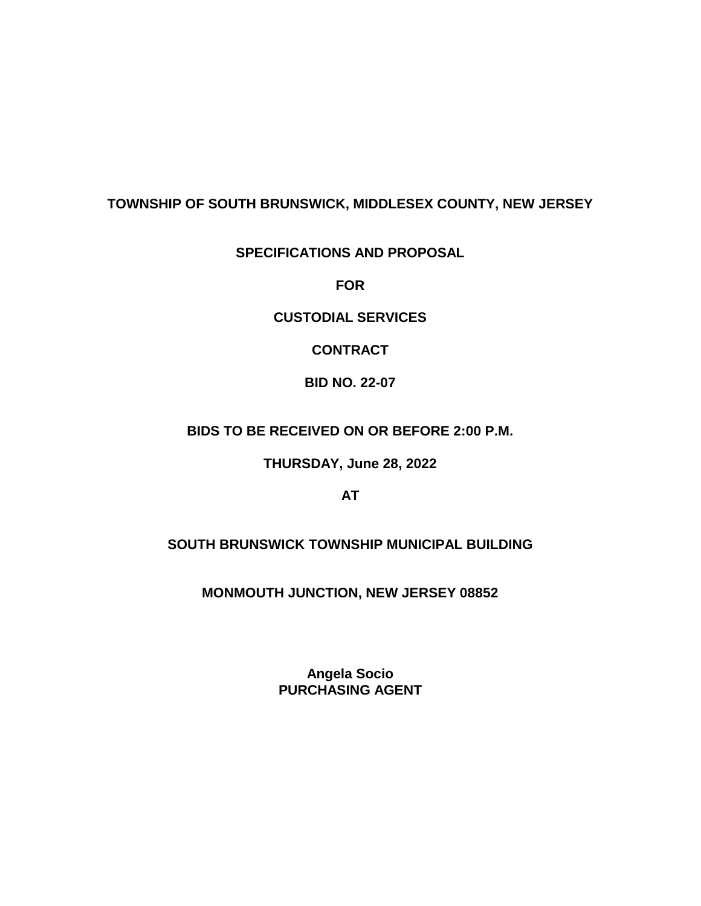**TOWNSHIP OF SOUTH BRUNSWICK, MIDDLESEX COUNTY, NEW JERSEY**

**SPECIFICATIONS AND PROPOSAL**

**FOR**

**CUSTODIAL SERVICES**

**CONTRACT**

**BID NO. 22-07**

**BIDS TO BE RECEIVED ON OR BEFORE 2:00 P.M.**

**THURSDAY, June 28, 2022**

**AT**

**SOUTH BRUNSWICK TOWNSHIP MUNICIPAL BUILDING**

**MONMOUTH JUNCTION, NEW JERSEY 08852**

**Angela Socio**
**PURCHASING AGENT**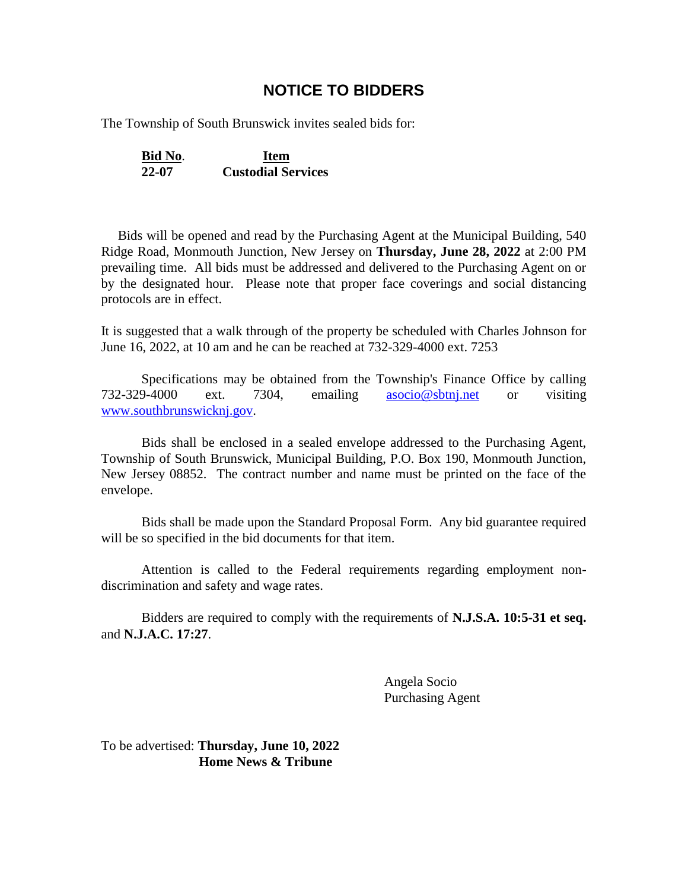# NOTICE TO BIDDERS

The Township of South Brunswick invites sealed bids for:

| **Bid No.** | **Item** |
|---|---|
| **22-07** | **Custodial Services** |

Bids will be opened and read by the Purchasing Agent at the Municipal Building, 540 Ridge Road, Monmouth Junction, New Jersey on **Thursday, June 28, 2022** at 2:00 PM prevailing time. All bids must be addressed and delivered to the Purchasing Agent on or by the designated hour. Please note that proper face coverings and social distancing protocols are in effect.

It is suggested that a walk through of the property be scheduled with Charles Johnson for June 16, 2022, at 10 am and he can be reached at 732-329-4000 ext. 7253

Specifications may be obtained from the Township's Finance Office by calling 732-329-4000 ext. 7304, emailing asocio@sbtnj.net or visiting www.southbrunswicknj.gov.

Bids shall be enclosed in a sealed envelope addressed to the Purchasing Agent, Township of South Brunswick, Municipal Building, P.O. Box 190, Monmouth Junction, New Jersey 08852. The contract number and name must be printed on the face of the envelope.

Bids shall be made upon the Standard Proposal Form. Any bid guarantee required will be so specified in the bid documents for that item.

Attention is called to the Federal requirements regarding employment non-discrimination and safety and wage rates.

Bidders are required to comply with the requirements of **N.J.S.A. 10:5-31 et seq.** and **N.J.A.C. 17:27**.

Angela Socio
Purchasing Agent

To be advertised: **Thursday, June 10, 2022**
**Home News & Tribune**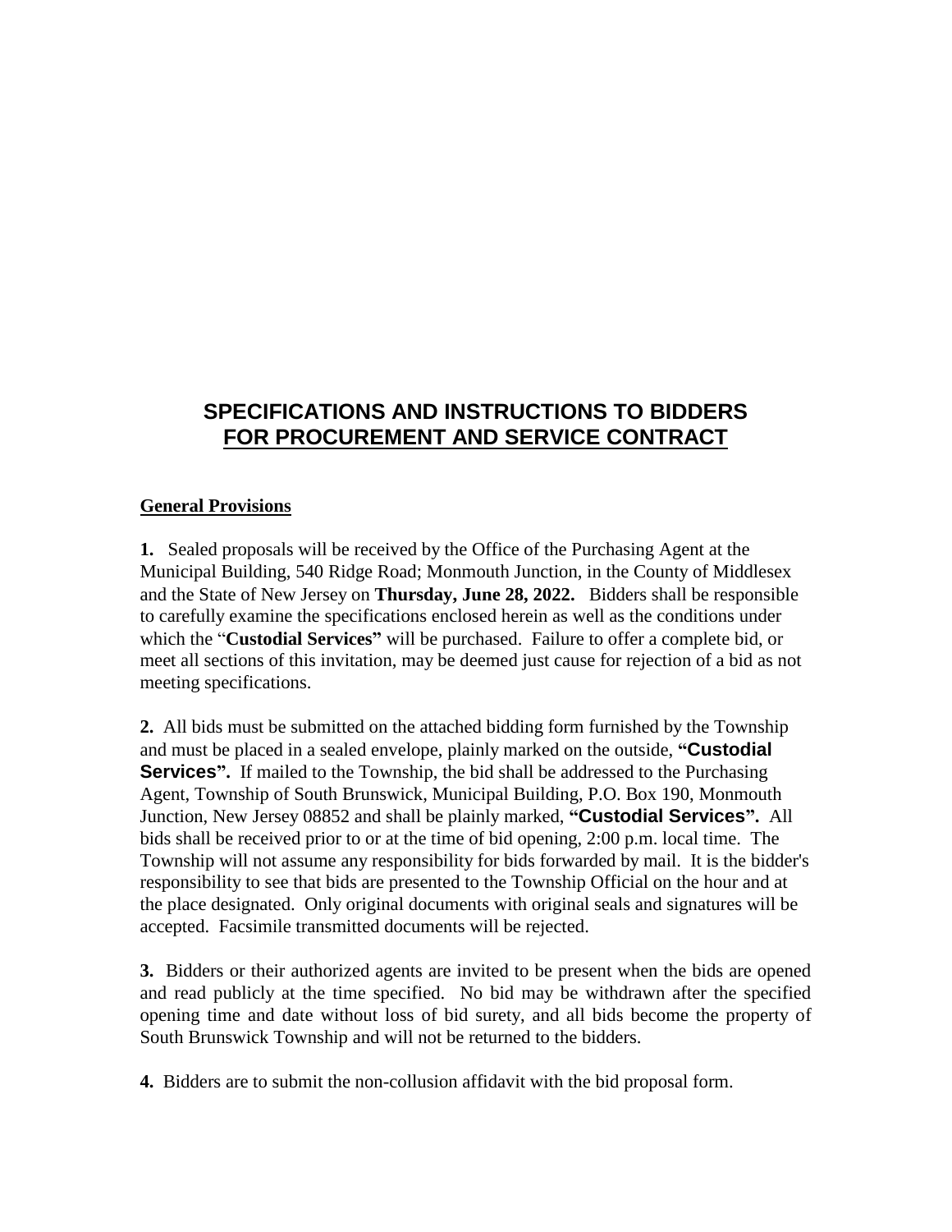# SPECIFICATIONS AND INSTRUCTIONS TO BIDDERS FOR PROCUREMENT AND SERVICE CONTRACT

## General Provisions

**1.** Sealed proposals will be received by the Office of the Purchasing Agent at the Municipal Building, 540 Ridge Road; Monmouth Junction, in the County of Middlesex and the State of New Jersey on **Thursday, June 28, 2022.** Bidders shall be responsible to carefully examine the specifications enclosed herein as well as the conditions under which the "**Custodial Services"** will be purchased. Failure to offer a complete bid, or meet all sections of this invitation, may be deemed just cause for rejection of a bid as not meeting specifications.

**2.** All bids must be submitted on the attached bidding form furnished by the Township and must be placed in a sealed envelope, plainly marked on the outside, **"Custodial Services".** If mailed to the Township, the bid shall be addressed to the Purchasing Agent, Township of South Brunswick, Municipal Building, P.O. Box 190, Monmouth Junction, New Jersey 08852 and shall be plainly marked, **"Custodial Services".** All bids shall be received prior to or at the time of bid opening, 2:00 p.m. local time. The Township will not assume any responsibility for bids forwarded by mail. It is the bidder's responsibility to see that bids are presented to the Township Official on the hour and at the place designated. Only original documents with original seals and signatures will be accepted. Facsimile transmitted documents will be rejected.

**3.** Bidders or their authorized agents are invited to be present when the bids are opened and read publicly at the time specified. No bid may be withdrawn after the specified opening time and date without loss of bid surety, and all bids become the property of South Brunswick Township and will not be returned to the bidders.

**4.** Bidders are to submit the non-collusion affidavit with the bid proposal form.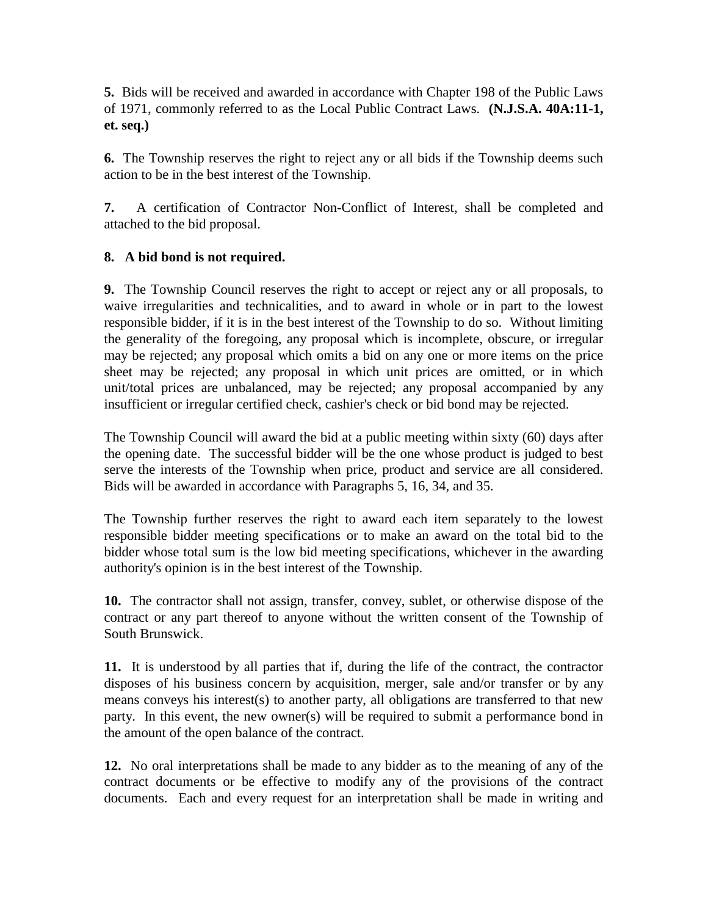**5.** Bids will be received and awarded in accordance with Chapter 198 of the Public Laws of 1971, commonly referred to as the Local Public Contract Laws. **(N.J.S.A. 40A:11-1, et. seq.)**

**6.** The Township reserves the right to reject any or all bids if the Township deems such action to be in the best interest of the Township.

**7.** A certification of Contractor Non-Conflict of Interest, shall be completed and attached to the bid proposal.

**8. A bid bond is not required.**

**9.** The Township Council reserves the right to accept or reject any or all proposals, to waive irregularities and technicalities, and to award in whole or in part to the lowest responsible bidder, if it is in the best interest of the Township to do so. Without limiting the generality of the foregoing, any proposal which is incomplete, obscure, or irregular may be rejected; any proposal which omits a bid on any one or more items on the price sheet may be rejected; any proposal in which unit prices are omitted, or in which unit/total prices are unbalanced, may be rejected; any proposal accompanied by any insufficient or irregular certified check, cashier's check or bid bond may be rejected.

The Township Council will award the bid at a public meeting within sixty (60) days after the opening date. The successful bidder will be the one whose product is judged to best serve the interests of the Township when price, product and service are all considered. Bids will be awarded in accordance with Paragraphs 5, 16, 34, and 35.

The Township further reserves the right to award each item separately to the lowest responsible bidder meeting specifications or to make an award on the total bid to the bidder whose total sum is the low bid meeting specifications, whichever in the awarding authority's opinion is in the best interest of the Township.

**10.** The contractor shall not assign, transfer, convey, sublet, or otherwise dispose of the contract or any part thereof to anyone without the written consent of the Township of South Brunswick.

**11.** It is understood by all parties that if, during the life of the contract, the contractor disposes of his business concern by acquisition, merger, sale and/or transfer or by any means conveys his interest(s) to another party, all obligations are transferred to that new party. In this event, the new owner(s) will be required to submit a performance bond in the amount of the open balance of the contract.

**12.** No oral interpretations shall be made to any bidder as to the meaning of any of the contract documents or be effective to modify any of the provisions of the contract documents. Each and every request for an interpretation shall be made in writing and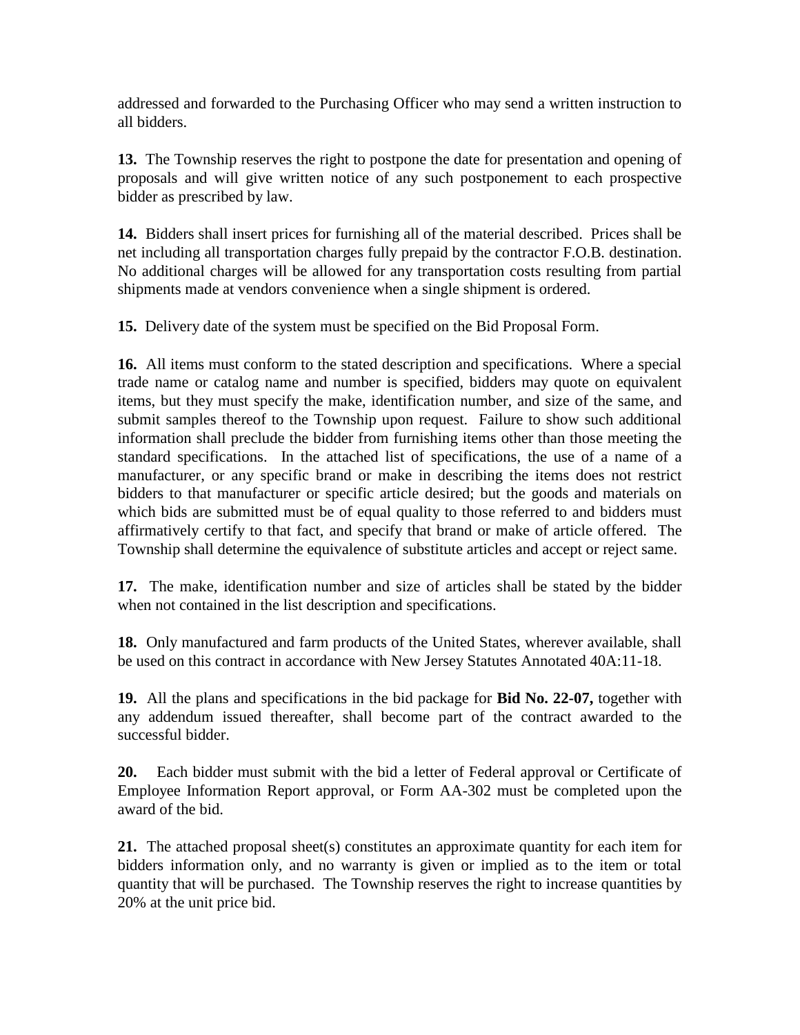addressed and forwarded to the Purchasing Officer who may send a written instruction to all bidders.

**13.** The Township reserves the right to postpone the date for presentation and opening of proposals and will give written notice of any such postponement to each prospective bidder as prescribed by law.

**14.** Bidders shall insert prices for furnishing all of the material described. Prices shall be net including all transportation charges fully prepaid by the contractor F.O.B. destination. No additional charges will be allowed for any transportation costs resulting from partial shipments made at vendors convenience when a single shipment is ordered.

**15.** Delivery date of the system must be specified on the Bid Proposal Form.

**16.** All items must conform to the stated description and specifications. Where a special trade name or catalog name and number is specified, bidders may quote on equivalent items, but they must specify the make, identification number, and size of the same, and submit samples thereof to the Township upon request. Failure to show such additional information shall preclude the bidder from furnishing items other than those meeting the standard specifications. In the attached list of specifications, the use of a name of a manufacturer, or any specific brand or make in describing the items does not restrict bidders to that manufacturer or specific article desired; but the goods and materials on which bids are submitted must be of equal quality to those referred to and bidders must affirmatively certify to that fact, and specify that brand or make of article offered. The Township shall determine the equivalence of substitute articles and accept or reject same.

**17.** The make, identification number and size of articles shall be stated by the bidder when not contained in the list description and specifications.

**18.** Only manufactured and farm products of the United States, wherever available, shall be used on this contract in accordance with New Jersey Statutes Annotated 40A:11-18.

**19.** All the plans and specifications in the bid package for **Bid No. 22-07,** together with any addendum issued thereafter, shall become part of the contract awarded to the successful bidder.

**20.** Each bidder must submit with the bid a letter of Federal approval or Certificate of Employee Information Report approval, or Form AA-302 must be completed upon the award of the bid.

**21.** The attached proposal sheet(s) constitutes an approximate quantity for each item for bidders information only, and no warranty is given or implied as to the item or total quantity that will be purchased. The Township reserves the right to increase quantities by 20% at the unit price bid.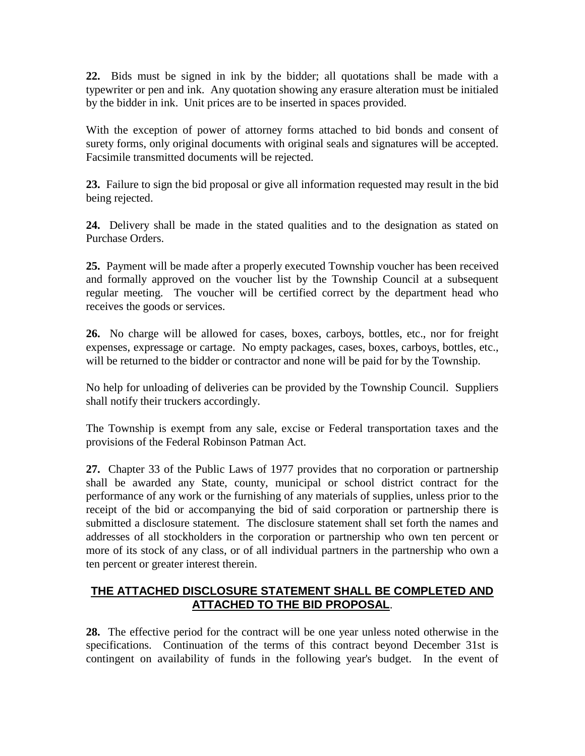**22.** Bids must be signed in ink by the bidder; all quotations shall be made with a typewriter or pen and ink. Any quotation showing any erasure alteration must be initialed by the bidder in ink. Unit prices are to be inserted in spaces provided.

With the exception of power of attorney forms attached to bid bonds and consent of surety forms, only original documents with original seals and signatures will be accepted. Facsimile transmitted documents will be rejected.

**23.** Failure to sign the bid proposal or give all information requested may result in the bid being rejected.

**24.** Delivery shall be made in the stated qualities and to the designation as stated on Purchase Orders.

**25.** Payment will be made after a properly executed Township voucher has been received and formally approved on the voucher list by the Township Council at a subsequent regular meeting. The voucher will be certified correct by the department head who receives the goods or services.

**26.** No charge will be allowed for cases, boxes, carboys, bottles, etc., nor for freight expenses, expressage or cartage. No empty packages, cases, boxes, carboys, bottles, etc., will be returned to the bidder or contractor and none will be paid for by the Township.

No help for unloading of deliveries can be provided by the Township Council. Suppliers shall notify their truckers accordingly.

The Township is exempt from any sale, excise or Federal transportation taxes and the provisions of the Federal Robinson Patman Act.

**27.** Chapter 33 of the Public Laws of 1977 provides that no corporation or partnership shall be awarded any State, county, municipal or school district contract for the performance of any work or the furnishing of any materials of supplies, unless prior to the receipt of the bid or accompanying the bid of said corporation or partnership there is submitted a disclosure statement. The disclosure statement shall set forth the names and addresses of all stockholders in the corporation or partnership who own ten percent or more of its stock of any class, or of all individual partners in the partnership who own a ten percent or greater interest therein.

**THE ATTACHED DISCLOSURE STATEMENT SHALL BE COMPLETED AND ATTACHED TO THE BID PROPOSAL**.

**28.** The effective period for the contract will be one year unless noted otherwise in the specifications. Continuation of the terms of this contract beyond December 31st is contingent on availability of funds in the following year's budget. In the event of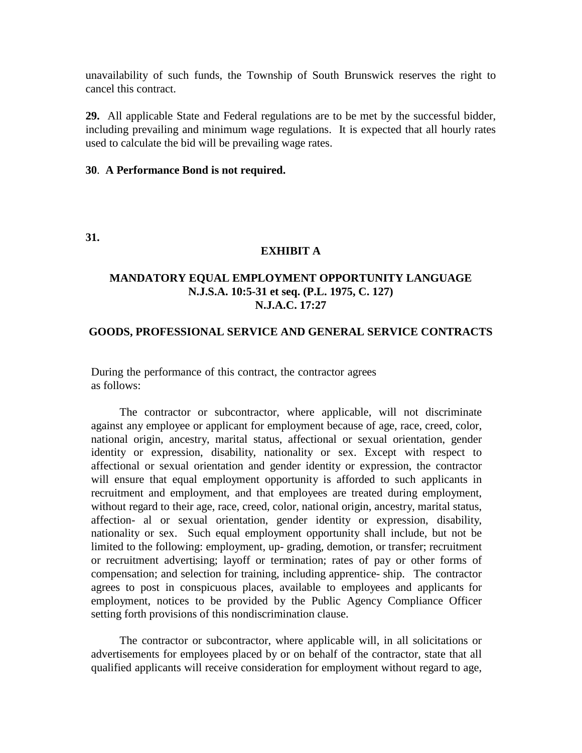unavailability of such funds, the Township of South Brunswick reserves the right to cancel this contract.

**29.** All applicable State and Federal regulations are to be met by the successful bidder, including prevailing and minimum wage regulations. It is expected that all hourly rates used to calculate the bid will be prevailing wage rates.

**30**. **A Performance Bond is not required.**

**31.**

**EXHIBIT A**

**MANDATORY EQUAL EMPLOYMENT OPPORTUNITY LANGUAGE**
**N.J.S.A. 10:5-31 et seq. (P.L. 1975, C. 127)**
**N.J.A.C. 17:27**

**GOODS, PROFESSIONAL SERVICE AND GENERAL SERVICE CONTRACTS**

During the performance of this contract, the contractor agrees as follows:

The contractor or subcontractor, where applicable, will not discriminate against any employee or applicant for employment because of age, race, creed, color, national origin, ancestry, marital status, affectional or sexual orientation, gender identity or expression, disability, nationality or sex. Except with respect to affectional or sexual orientation and gender identity or expression, the contractor will ensure that equal employment opportunity is afforded to such applicants in recruitment and employment, and that employees are treated during employment, without regard to their age, race, creed, color, national origin, ancestry, marital status, affection- al or sexual orientation, gender identity or expression, disability, nationality or sex. Such equal employment opportunity shall include, but not be limited to the following: employment, up- grading, demotion, or transfer; recruitment or recruitment advertising; layoff or termination; rates of pay or other forms of compensation; and selection for training, including apprentice- ship. The contractor agrees to post in conspicuous places, available to employees and applicants for employment, notices to be provided by the Public Agency Compliance Officer setting forth provisions of this nondiscrimination clause.

The contractor or subcontractor, where applicable will, in all solicitations or advertisements for employees placed by or on behalf of the contractor, state that all qualified applicants will receive consideration for employment without regard to age,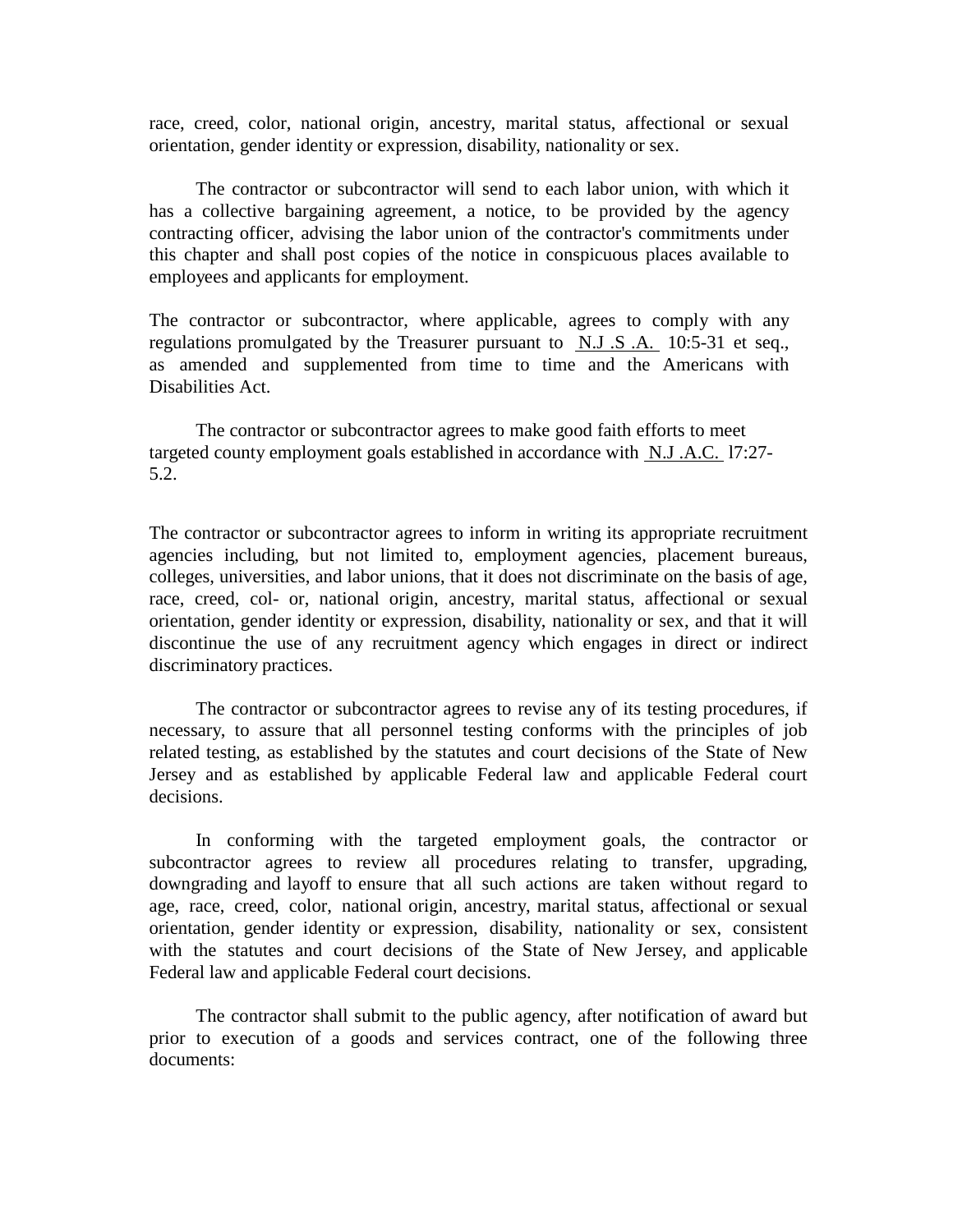race, creed, color, national origin, ancestry, marital status, affectional or sexual orientation, gender identity or expression, disability, nationality or sex.

The contractor or subcontractor will send to each labor union, with which it has a collective bargaining agreement, a notice, to be provided by the agency contracting officer, advising the labor union of the contractor's commitments under this chapter and shall post copies of the notice in conspicuous places available to employees and applicants for employment.

The contractor or subcontractor, where applicable, agrees to comply with any regulations promulgated by the Treasurer pursuant to N.J .S .A. 10:5-31 et seq., as amended and supplemented from time to time and the Americans with Disabilities Act.

The contractor or subcontractor agrees to make good faith efforts to meet targeted county employment goals established in accordance with N.J .A.C. l7:27-5.2.

The contractor or subcontractor agrees to inform in writing its appropriate recruitment agencies including, but not limited to, employment agencies, placement bureaus, colleges, universities, and labor unions, that it does not discriminate on the basis of age, race, creed, col- or, national origin, ancestry, marital status, affectional or sexual orientation, gender identity or expression, disability, nationality or sex, and that it will discontinue the use of any recruitment agency which engages in direct or indirect discriminatory practices.

The contractor or subcontractor agrees to revise any of its testing procedures, if necessary, to assure that all personnel testing conforms with the principles of job related testing, as established by the statutes and court decisions of the State of New Jersey and as established by applicable Federal law and applicable Federal court decisions.

In conforming with the targeted employment goals, the contractor or subcontractor agrees to review all procedures relating to transfer, upgrading, downgrading and layoff to ensure that all such actions are taken without regard to age, race, creed, color, national origin, ancestry, marital status, affectional or sexual orientation, gender identity or expression, disability, nationality or sex, consistent with the statutes and court decisions of the State of New Jersey, and applicable Federal law and applicable Federal court decisions.

The contractor shall submit to the public agency, after notification of award but prior to execution of a goods and services contract, one of the following three documents: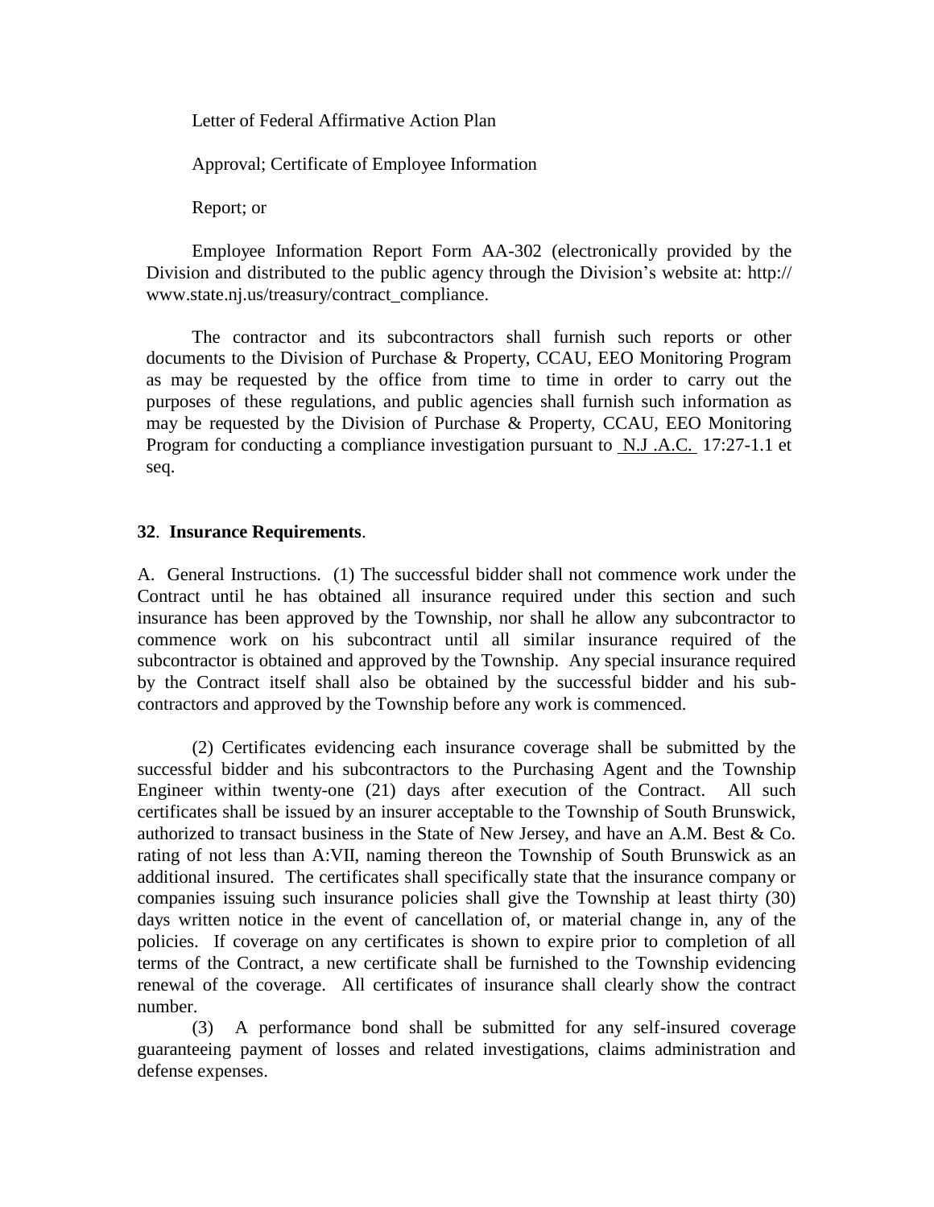Letter of Federal Affirmative Action Plan

Approval; Certificate of Employee Information

Report; or

Employee Information Report Form AA-302 (electronically provided by the Division and distributed to the public agency through the Division's website at: http:// www.state.nj.us/treasury/contract_compliance.

The contractor and its subcontractors shall furnish such reports or other documents to the Division of Purchase & Property, CCAU, EEO Monitoring Program as may be requested by the office from time to time in order to carry out the purposes of these regulations, and public agencies shall furnish such information as may be requested by the Division of Purchase & Property, CCAU, EEO Monitoring Program for conducting a compliance investigation pursuant to N.J .A.C. 17:27-1.1 et seq.

**32**. **Insurance Requirements**.

A. General Instructions. (1) The successful bidder shall not commence work under the Contract until he has obtained all insurance required under this section and such insurance has been approved by the Township, nor shall he allow any subcontractor to commence work on his subcontract until all similar insurance required of the subcontractor is obtained and approved by the Township. Any special insurance required by the Contract itself shall also be obtained by the successful bidder and his sub-contractors and approved by the Township before any work is commenced.

(2) Certificates evidencing each insurance coverage shall be submitted by the successful bidder and his subcontractors to the Purchasing Agent and the Township Engineer within twenty-one (21) days after execution of the Contract. All such certificates shall be issued by an insurer acceptable to the Township of South Brunswick, authorized to transact business in the State of New Jersey, and have an A.M. Best & Co. rating of not less than A:VII, naming thereon the Township of South Brunswick as an additional insured. The certificates shall specifically state that the insurance company or companies issuing such insurance policies shall give the Township at least thirty (30) days written notice in the event of cancellation of, or material change in, any of the policies. If coverage on any certificates is shown to expire prior to completion of all terms of the Contract, a new certificate shall be furnished to the Township evidencing renewal of the coverage. All certificates of insurance shall clearly show the contract number.

(3) A performance bond shall be submitted for any self-insured coverage guaranteeing payment of losses and related investigations, claims administration and defense expenses.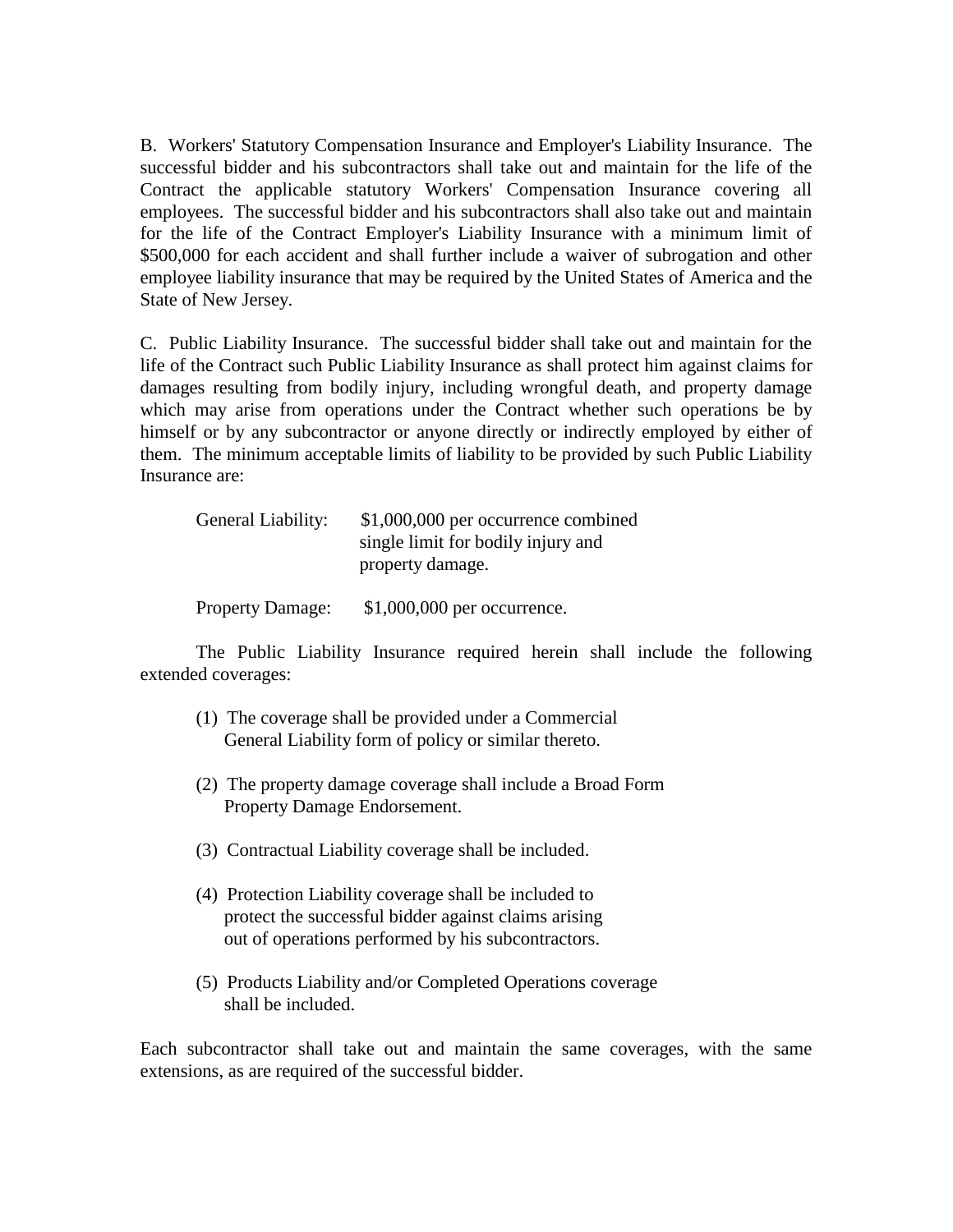B. Workers' Statutory Compensation Insurance and Employer's Liability Insurance. The successful bidder and his subcontractors shall take out and maintain for the life of the Contract the applicable statutory Workers' Compensation Insurance covering all employees. The successful bidder and his subcontractors shall also take out and maintain for the life of the Contract Employer's Liability Insurance with a minimum limit of $500,000 for each accident and shall further include a waiver of subrogation and other employee liability insurance that may be required by the United States of America and the State of New Jersey.

C. Public Liability Insurance. The successful bidder shall take out and maintain for the life of the Contract such Public Liability Insurance as shall protect him against claims for damages resulting from bodily injury, including wrongful death, and property damage which may arise from operations under the Contract whether such operations be by himself or by any subcontractor or anyone directly or indirectly employed by either of them. The minimum acceptable limits of liability to be provided by such Public Liability Insurance are:

| | |
|---|---|
| General Liability: | $1,000,000 per occurrence combined single limit for bodily injury and property damage. |
| Property Damage: | $1,000,000 per occurrence. |

The Public Liability Insurance required herein shall include the following extended coverages:

(1) The coverage shall be provided under a Commercial General Liability form of policy or similar thereto.

(2) The property damage coverage shall include a Broad Form Property Damage Endorsement.

(3) Contractual Liability coverage shall be included.

(4) Protection Liability coverage shall be included to protect the successful bidder against claims arising out of operations performed by his subcontractors.

(5) Products Liability and/or Completed Operations coverage shall be included.

Each subcontractor shall take out and maintain the same coverages, with the same extensions, as are required of the successful bidder.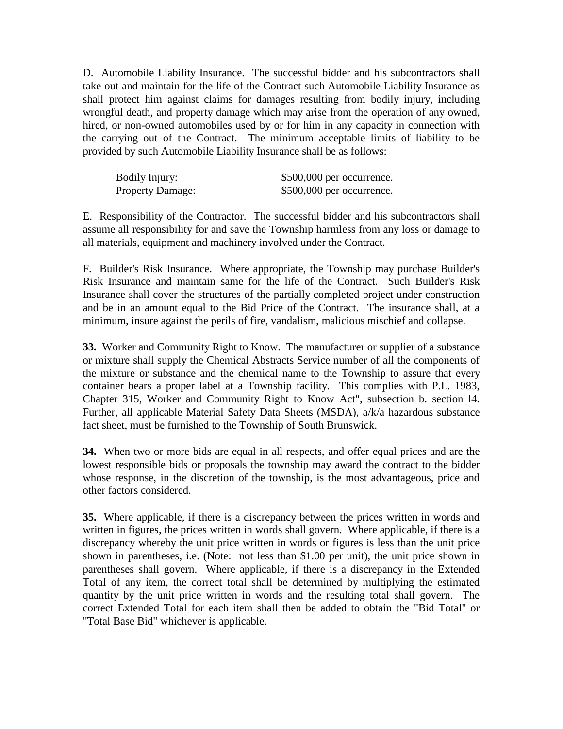D. Automobile Liability Insurance. The successful bidder and his subcontractors shall take out and maintain for the life of the Contract such Automobile Liability Insurance as shall protect him against claims for damages resulting from bodily injury, including wrongful death, and property damage which may arise from the operation of any owned, hired, or non-owned automobiles used by or for him in any capacity in connection with the carrying out of the Contract. The minimum acceptable limits of liability to be provided by such Automobile Liability Insurance shall be as follows:

| | |
|---|---|
| Bodily Injury: | $500,000 per occurrence. |
| Property Damage: | $500,000 per occurrence. |

E. Responsibility of the Contractor. The successful bidder and his subcontractors shall assume all responsibility for and save the Township harmless from any loss or damage to all materials, equipment and machinery involved under the Contract.

F. Builder's Risk Insurance. Where appropriate, the Township may purchase Builder's Risk Insurance and maintain same for the life of the Contract. Such Builder's Risk Insurance shall cover the structures of the partially completed project under construction and be in an amount equal to the Bid Price of the Contract. The insurance shall, at a minimum, insure against the perils of fire, vandalism, malicious mischief and collapse.

**33.** Worker and Community Right to Know. The manufacturer or supplier of a substance or mixture shall supply the Chemical Abstracts Service number of all the components of the mixture or substance and the chemical name to the Township to assure that every container bears a proper label at a Township facility. This complies with P.L. 1983, Chapter 315, Worker and Community Right to Know Act", subsection b. section l4. Further, all applicable Material Safety Data Sheets (MSDA), a/k/a hazardous substance fact sheet, must be furnished to the Township of South Brunswick.

**34.** When two or more bids are equal in all respects, and offer equal prices and are the lowest responsible bids or proposals the township may award the contract to the bidder whose response, in the discretion of the township, is the most advantageous, price and other factors considered.

**35.** Where applicable, if there is a discrepancy between the prices written in words and written in figures, the prices written in words shall govern. Where applicable, if there is a discrepancy whereby the unit price written in words or figures is less than the unit price shown in parentheses, i.e. (Note: not less than $1.00 per unit), the unit price shown in parentheses shall govern. Where applicable, if there is a discrepancy in the Extended Total of any item, the correct total shall be determined by multiplying the estimated quantity by the unit price written in words and the resulting total shall govern. The correct Extended Total for each item shall then be added to obtain the "Bid Total" or "Total Base Bid" whichever is applicable.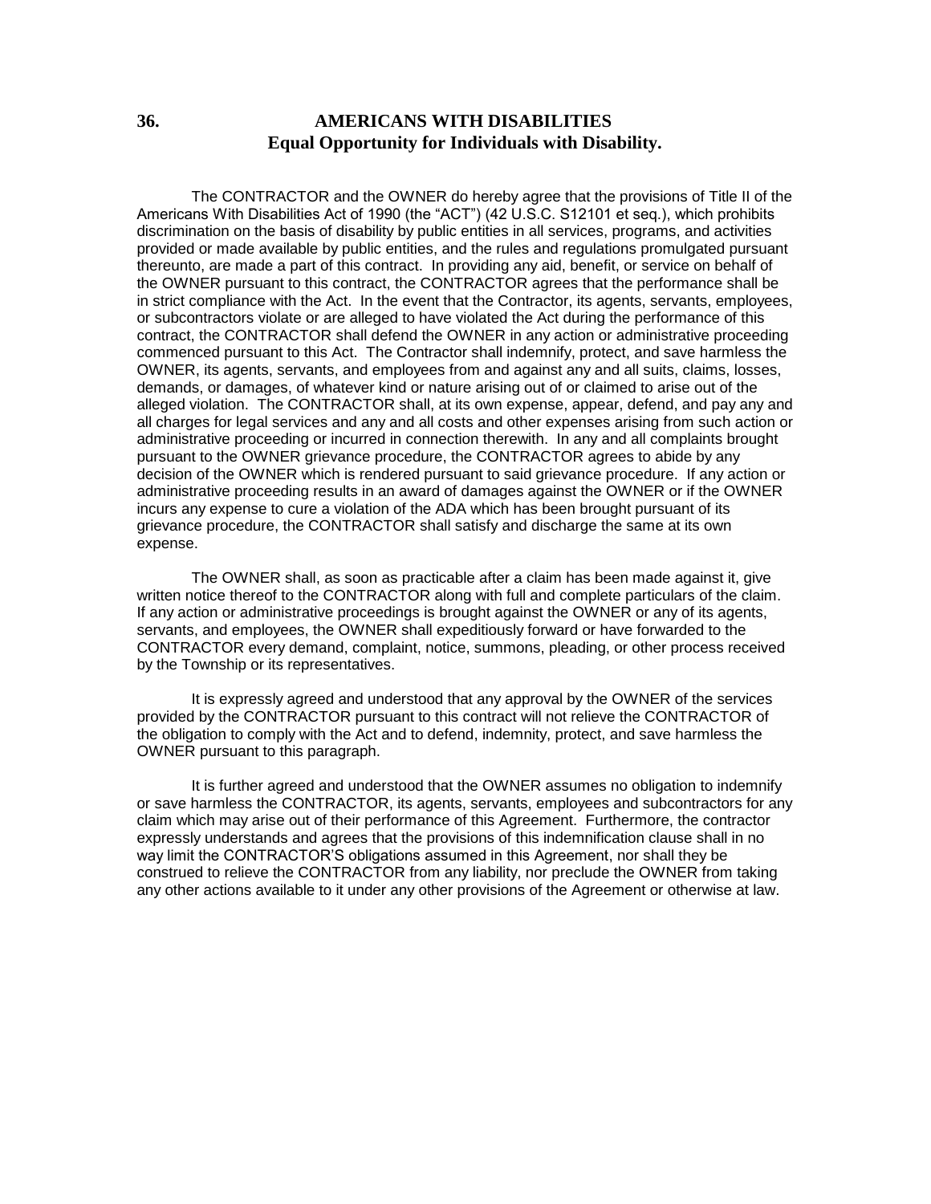## 36. AMERICANS WITH DISABILITIES
### Equal Opportunity for Individuals with Disability.

The CONTRACTOR and the OWNER do hereby agree that the provisions of Title II of the Americans With Disabilities Act of 1990 (the "ACT") (42 U.S.C. S12101 et seq.), which prohibits discrimination on the basis of disability by public entities in all services, programs, and activities provided or made available by public entities, and the rules and regulations promulgated pursuant thereunto, are made a part of this contract. In providing any aid, benefit, or service on behalf of the OWNER pursuant to this contract, the CONTRACTOR agrees that the performance shall be in strict compliance with the Act. In the event that the Contractor, its agents, servants, employees, or subcontractors violate or are alleged to have violate the Act during the performance of this contract, the CONTRACTOR shall defend the OWNER in any action or administrative proceeding commenced pursuant to this Act. The Contractor shall indemnify, protect, and save harmless the OWNER, its agents, servants, and employees from and against any and all suits, claims, losses, demands, or damages, of whatever kind or nature arising out of or claimed to arise out of the alleged violation. The CONTRACTOR shall, at its own expense, appear, defend, and pay any and all charges for legal services and any and all costs and other expenses arising from such action or administrative proceeding or incurred in connection therewith. In any and all complaints brought pursuant to the OWNER grievance procedure, the CONTRACTOR agrees to abide by any decision of the OWNER which is rendered pursuant to said grievance procedure. If any action or administrative proceeding results in an award of damages against the OWNER or if the OWNER incurs any expense to cure a violation of the ADA which has been brought pursuant of its grievance procedure, the CONTRACTOR shall satisfy and discharge the same at its own expense.

The OWNER shall, as soon as practicable after a claim has been made against it, give written notice thereof to the CONTRACTOR along with full and complete particulars of the claim. If any action or administrative proceedings is brought against the OWNER or any of its agents, servants, and employees, the OWNER shall expeditiously forward or have forwarded to the CONTRACTOR every demand, complaint, notice, summons, pleading, or other process received by the Township or its representatives.

It is expressly agreed and understood that any approval by the OWNER of the services provided by the CONTRACTOR pursuant to this contract will not relieve the CONTRACTOR of the obligation to comply with the Act and to defend, indemnity, protect, and save harmless the OWNER pursuant to this paragraph.

It is further agreed and understood that the OWNER assumes no obligation to indemnify or save harmless the CONTRACTOR, its agents, servants, employees and subcontractors for any claim which may arise out of their performance of this Agreement. Furthermore, the contractor expressly understands and agrees that the provisions of this indemnification clause shall in no way limit the CONTRACTOR'S obligations assumed in this Agreement, nor shall they be construed to relieve the CONTRACTOR from any liability, nor preclude the OWNER from taking any other actions available to it under any other provisions of the Agreement or otherwise at law.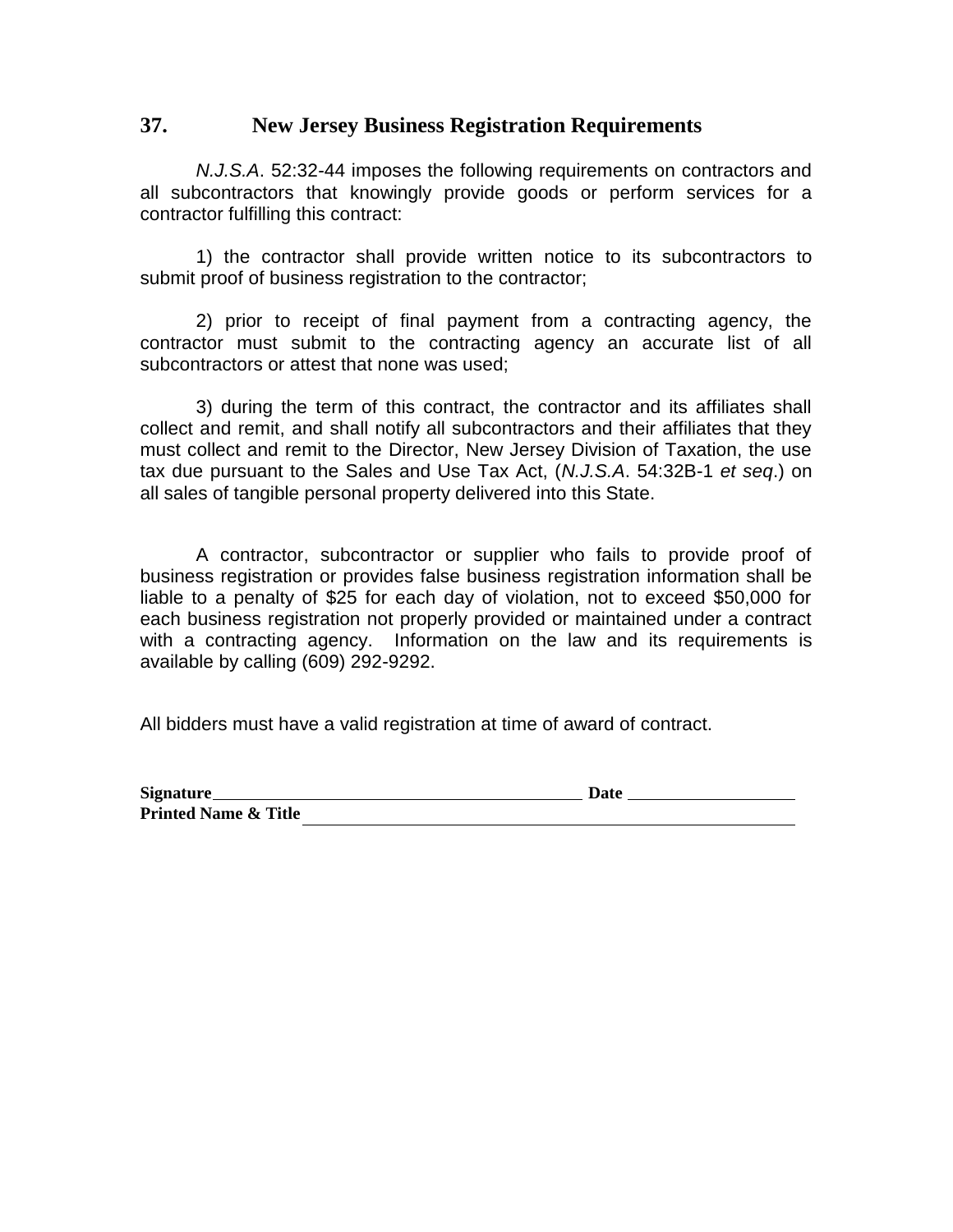## 37. New Jersey Business Registration Requirements

*N.J.S.A*. 52:32-44 imposes the following requirements on contractors and all subcontractors that knowingly provide goods or perform services for a contractor fulfilling this contract:

1) the contractor shall provide written notice to its subcontractors to submit proof of business registration to the contractor;

2) prior to receipt of final payment from a contracting agency, the contractor must submit to the contracting agency an accurate list of all subcontractors or attest that none was used;

3) during the term of this contract, the contractor and its affiliates shall collect and remit, and shall notify all subcontractors and their affiliates that they must collect and remit to the Director, New Jersey Division of Taxation, the use tax due pursuant to the Sales and Use Tax Act, (*N.J.S.A*. 54:32B-1 *et seq*.) on all sales of tangible personal property delivered into this State.

A contractor, subcontractor or supplier who fails to provide proof of business registration or provides false business registration information shall be liable to a penalty of $25 for each day of violation, not to exceed $50,000 for each business registration not properly provided or maintained under a contract with a contracting agency. Information on the law and its requirements is available by calling (609) 292-9292.

All bidders must have a valid registration at time of award of contract.

**Signature**\_\_\_\_\_\_\_\_\_\_\_\_\_\_\_\_\_\_\_\_\_\_\_\_\_\_\_\_\_\_\_\_\_\_\_\_\_\_ **Date** \_\_\_\_\_\_\_\_\_\_\_\_\_\_\_\_\_\_

**Printed Name & Title** \_\_\_\_\_\_\_\_\_\_\_\_\_\_\_\_\_\_\_\_\_\_\_\_\_\_\_\_\_\_\_\_\_\_\_\_\_\_\_\_\_\_\_\_\_\_\_\_\_\_\_\_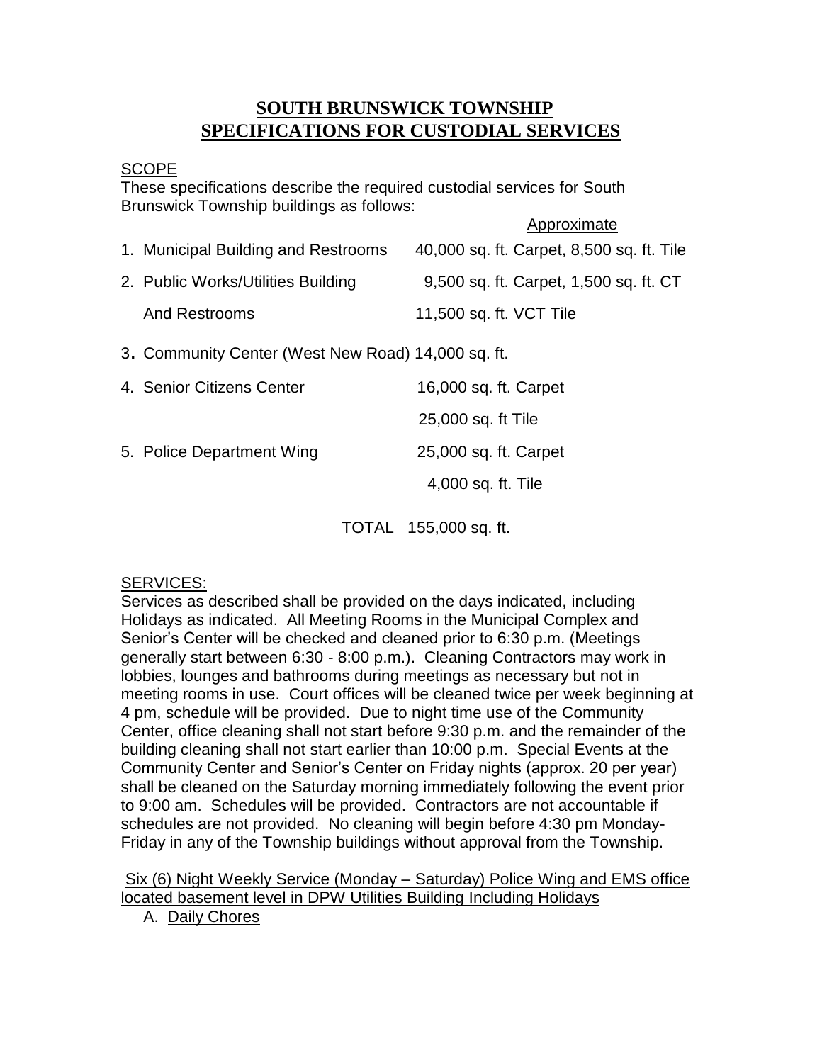# SOUTH BRUNSWICK TOWNSHIP
# SPECIFICATIONS FOR CUSTODIAL SERVICES

SCOPE

These specifications describe the required custodial services for South Brunswick Township buildings as follows:

| | Approximate |
|---|---|
| 1. Municipal Building and Restrooms | 40,000 sq. ft. Carpet, 8,500 sq. ft. Tile |
| 2. Public Works/Utilities Building | 9,500 sq. ft. Carpet, 1,500 sq. ft. CT |
| And Restrooms | 11,500 sq. ft. VCT Tile |
| 3. Community Center (West New Road) | 14,000 sq. ft. |
| 4. Senior Citizens Center | 16,000 sq. ft. Carpet |
| | 25,000 sq. ft Tile |
| 5. Police Department Wing | 25,000 sq. ft. Carpet |
| | 4,000 sq. ft. Tile |
| TOTAL | 155,000 sq. ft. |

SERVICES:

Services as described shall be provided on the days indicated, including Holidays as indicated. All Meeting Rooms in the Municipal Complex and Senior's Center will be checked and cleaned prior to 6:30 p.m. (Meetings generally start between 6:30 - 8:00 p.m.). Cleaning Contractors may work in lobbies, lounges and bathrooms during meetings as necessary but not in meeting rooms in use. Court offices will be cleaned twice per week beginning at 4 pm, schedule will be provided. Due to night time use of the Community Center, office cleaning shall not start before 9:30 p.m. and the remainder of the building cleaning shall not start earlier than 10:00 p.m. Special Events at the Community Center and Senior's Center on Friday nights (approx. 20 per year) shall be cleaned on the Saturday morning immediately following the event prior to 9:00 am. Schedules will be provided. Contractors are not accountable if schedules are not provided. No cleaning will begin before 4:30 pm Monday-Friday in any of the Township buildings without approval from the Township.

Six (6) Night Weekly Service (Monday – Saturday) Police Wing and EMS office located basement level in DPW Utilities Building Including Holidays

A. Daily Chores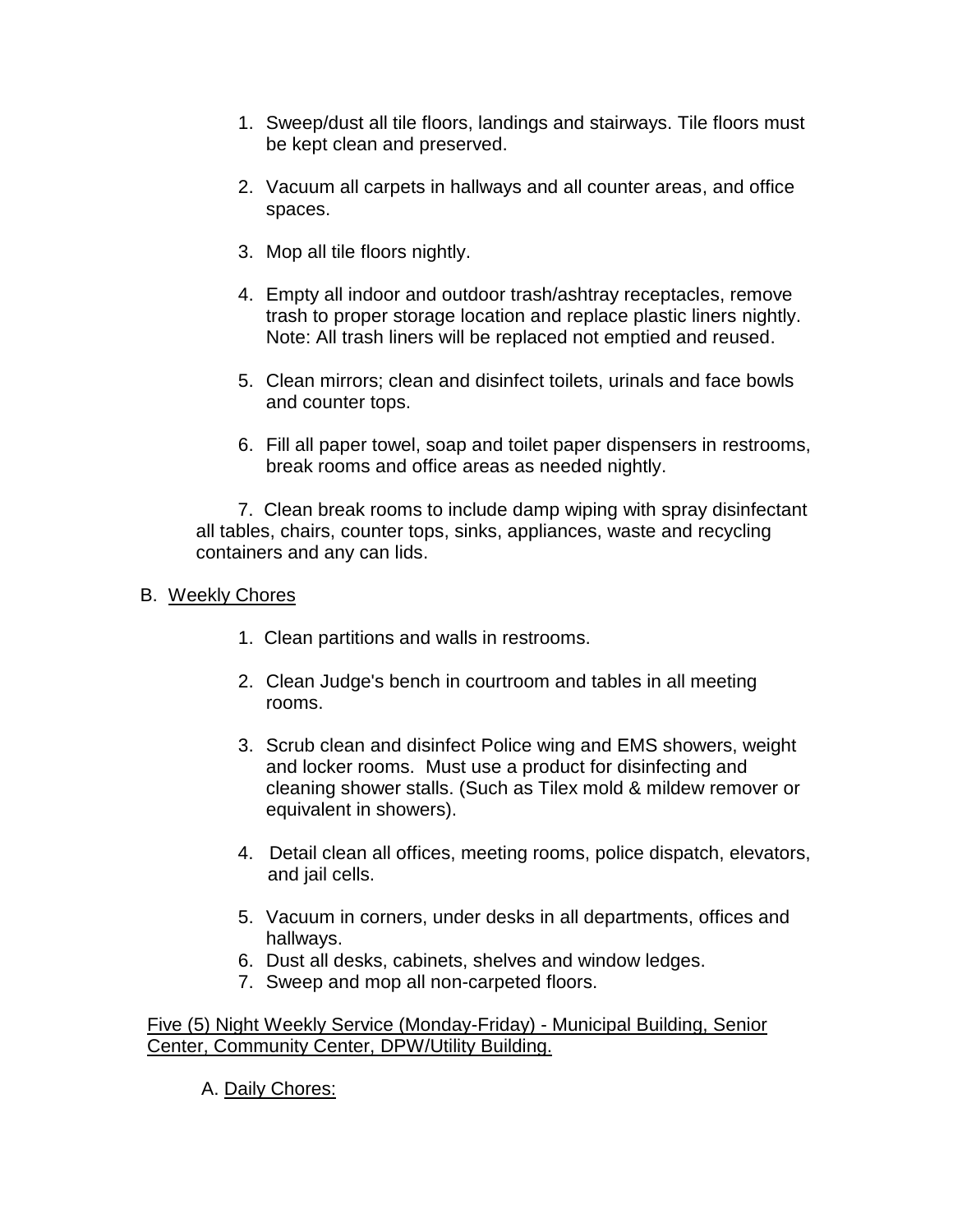1. Sweep/dust all tile floors, landings and stairways. Tile floors must be kept clean and preserved.

2. Vacuum all carpets in hallways and all counter areas, and office spaces.

3. Mop all tile floors nightly.

4. Empty all indoor and outdoor trash/ashtray receptacles, remove trash to proper storage location and replace plastic liners nightly. Note: All trash liners will be replaced not emptied and reused.

5. Clean mirrors; clean and disinfect toilets, urinals and face bowls and counter tops.

6. Fill all paper towel, soap and toilet paper dispensers in restrooms, break rooms and office areas as needed nightly.

7. Clean break rooms to include damp wiping with spray disinfectant all tables, chairs, counter tops, sinks, appliances, waste and recycling containers and any can lids.

B. Weekly Chores

1. Clean partitions and walls in restrooms.

2. Clean Judge's bench in courtroom and tables in all meeting rooms.

3. Scrub clean and disinfect Police wing and EMS showers, weight and locker rooms. Must use a product for disinfecting and cleaning shower stalls. (Such as Tilex mold & mildew remover or equivalent in showers).

4. Detail clean all offices, meeting rooms, police dispatch, elevators, and jail cells.

5. Vacuum in corners, under desks in all departments, offices and hallways.
6. Dust all desks, cabinets, shelves and window ledges.
7. Sweep and mop all non-carpeted floors.

Five (5) Night Weekly Service (Monday-Friday) - Municipal Building, Senior Center, Community Center, DPW/Utility Building.

A. Daily Chores: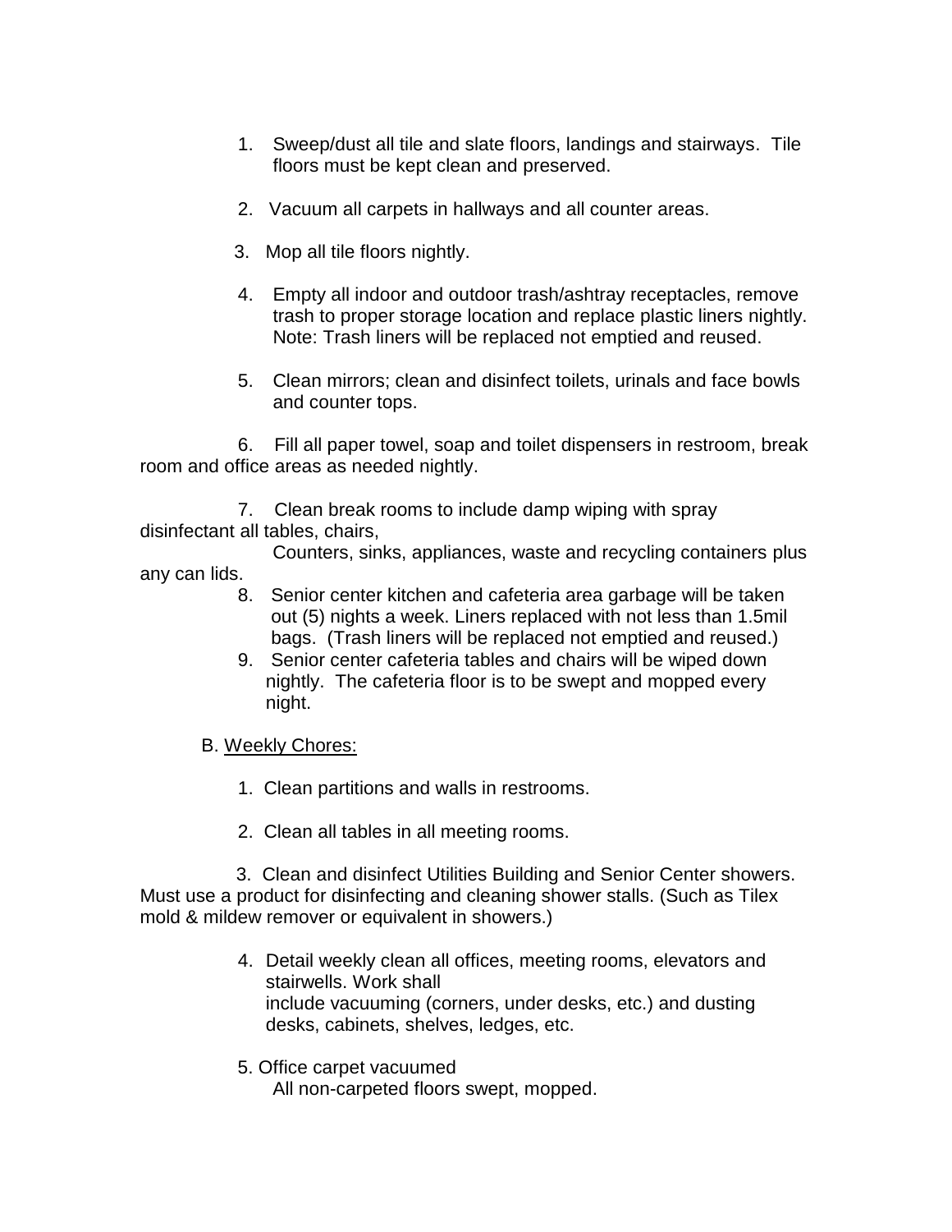1. Sweep/dust all tile and slate floors, landings and stairways. Tile floors must be kept clean and preserved.

2. Vacuum all carpets in hallways and all counter areas.

3. Mop all tile floors nightly.

4. Empty all indoor and outdoor trash/ashtray receptacles, remove trash to proper storage location and replace plastic liners nightly. Note: Trash liners will be replaced not emptied and reused.

5. Clean mirrors; clean and disinfect toilets, urinals and face bowls and counter tops.

6. Fill all paper towel, soap and toilet dispensers in restroom, break room and office areas as needed nightly.

7. Clean break rooms to include damp wiping with spray disinfectant all tables, chairs, Counters, sinks, appliances, waste and recycling containers plus any can lids.

8. Senior center kitchen and cafeteria area garbage will be taken out (5) nights a week. Liners replaced with not less than 1.5mil bags. (Trash liners will be replaced not emptied and reused.)

9. Senior center cafeteria tables and chairs will be wiped down nightly. The cafeteria floor is to be swept and mopped every night.

B. <u>Weekly Chores:</u>

1. Clean partitions and walls in restrooms.

2. Clean all tables in all meeting rooms.

3. Clean and disinfect Utilities Building and Senior Center showers. Must use a product for disinfecting and cleaning shower stalls. (Such as Tilex mold & mildew remover or equivalent in showers.)

4. Detail weekly clean all offices, meeting rooms, elevators and stairwells. Work shall include vacuuming (corners, under desks, etc.) and dusting desks, cabinets, shelves, ledges, etc.

5. Office carpet vacuumed
   All non-carpeted floors swept, mopped.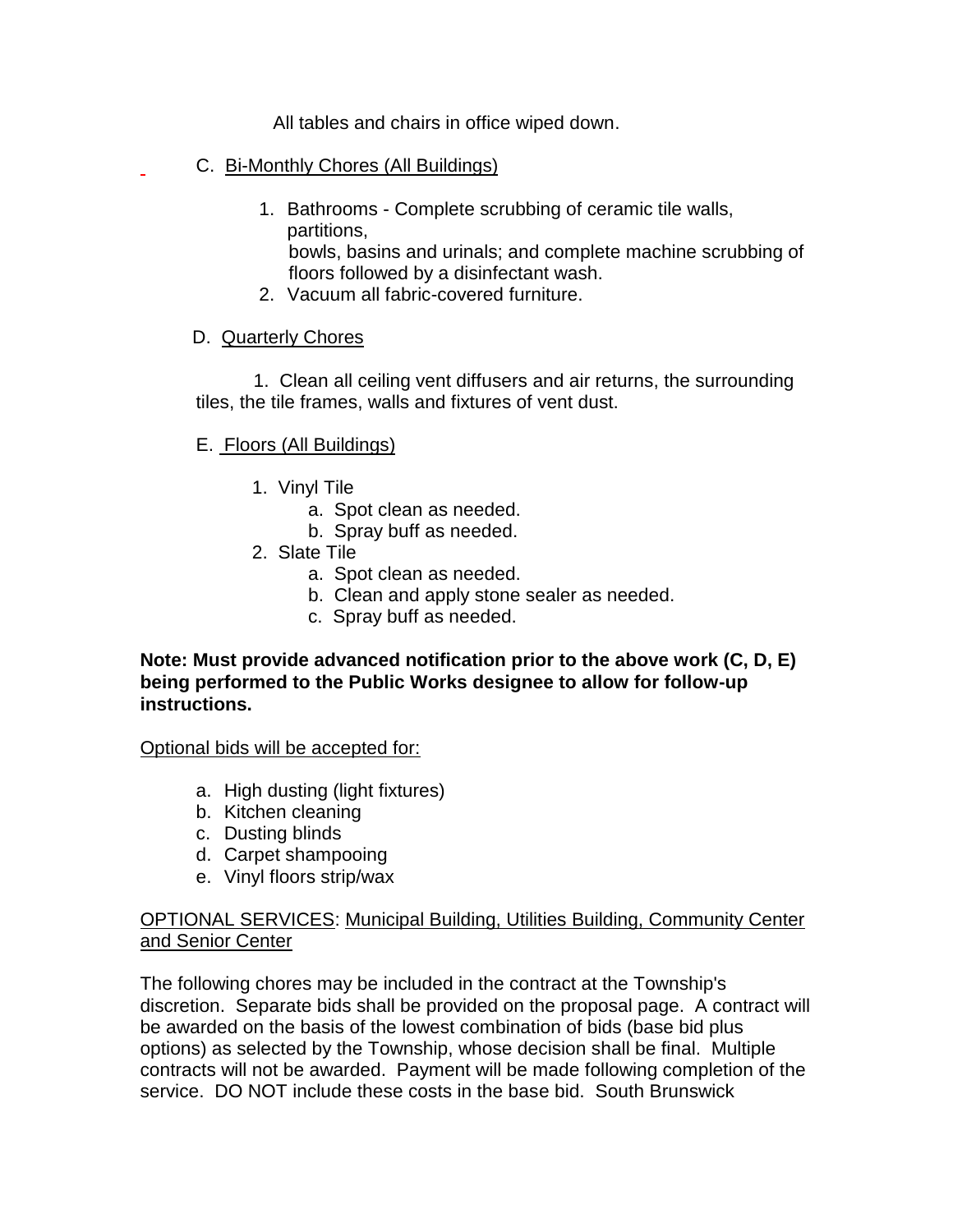All tables and chairs in office wiped down.

C. Bi-Monthly Chores (All Buildings)

1. Bathrooms - Complete scrubbing of ceramic tile walls, partitions, bowls, basins and urinals; and complete machine scrubbing of floors followed by a disinfectant wash.
2. Vacuum all fabric-covered furniture.

D. Quarterly Chores

1. Clean all ceiling vent diffusers and air returns, the surrounding tiles, the tile frames, walls and fixtures of vent dust.

E. Floors (All Buildings)

1. Vinyl Tile
   a. Spot clean as needed.
   b. Spray buff as needed.
2. Slate Tile
   a. Spot clean as needed.
   b. Clean and apply stone sealer as needed.
   c. Spray buff as needed.

**Note: Must provide advanced notification prior to the above work (C, D, E) being performed to the Public Works designee to allow for follow-up instructions.**

Optional bids will be accepted for:

a. High dusting (light fixtures)
b. Kitchen cleaning
c. Dusting blinds
d. Carpet shampooing
e. Vinyl floors strip/wax

OPTIONAL SERVICES: Municipal Building, Utilities Building, Community Center and Senior Center

The following chores may be included in the contract at the Township's discretion. Separate bids shall be provided on the proposal page. A contract will be awarded on the basis of the lowest combination of bids (base bid plus options) as selected by the Township, whose decision shall be final. Multiple contracts will not be awarded. Payment will be made following completion of the service. DO NOT include these costs in the base bid. South Brunswick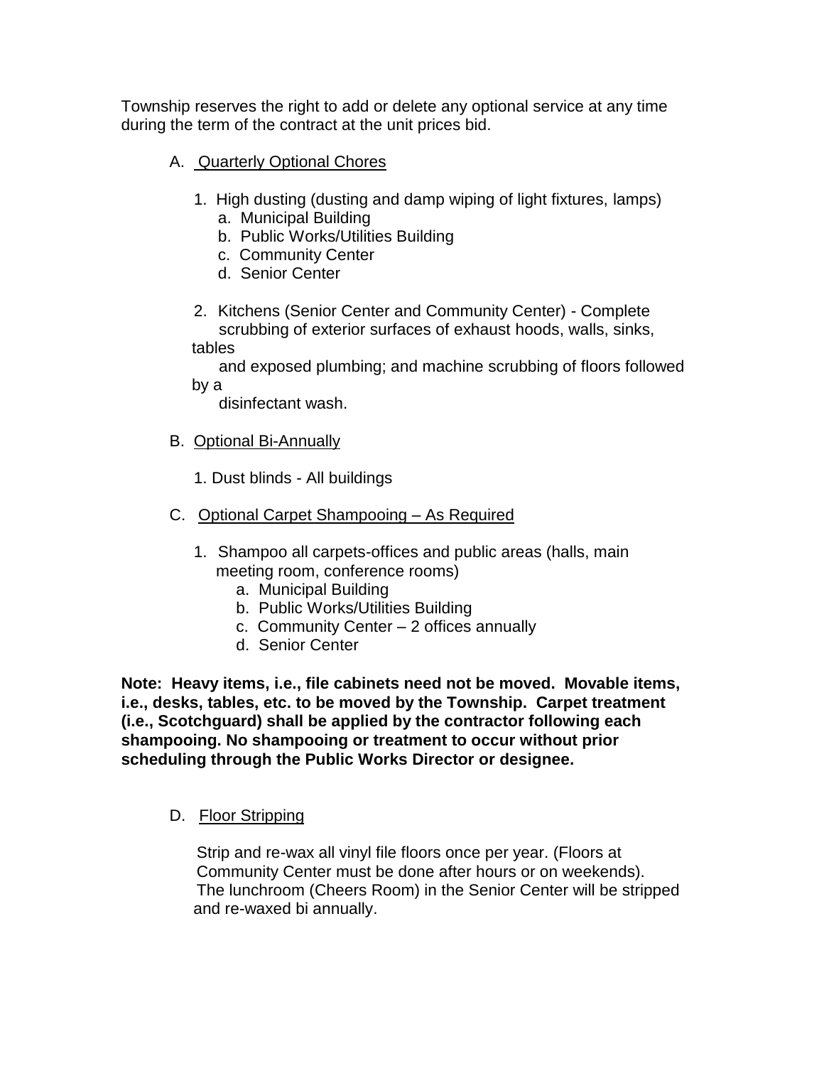Township reserves the right to add or delete any optional service at any time during the term of the contract at the unit prices bid.

A. Quarterly Optional Chores

1. High dusting (dusting and damp wiping of light fixtures, lamps)
   a. Municipal Building
   b. Public Works/Utilities Building
   c. Community Center
   d. Senior Center

2. Kitchens (Senior Center and Community Center) - Complete scrubbing of exterior surfaces of exhaust hoods, walls, sinks, tables and exposed plumbing; and machine scrubbing of floors followed by a disinfectant wash.

B. Optional Bi-Annually

1. Dust blinds - All buildings

C. Optional Carpet Shampooing – As Required

1. Shampoo all carpets-offices and public areas (halls, main meeting room, conference rooms)
   a. Municipal Building
   b. Public Works/Utilities Building
   c. Community Center – 2 offices annually
   d. Senior Center

**Note: Heavy items, i.e., file cabinets need not be moved. Movable items, i.e., desks, tables, etc. to be moved by the Township. Carpet treatment (i.e., Scotchguard) shall be applied by the contractor following each shampooing. No shampooing or treatment to occur without prior scheduling through the Public Works Director or designee.**

D. Floor Stripping

Strip and re-wax all vinyl file floors once per year. (Floors at Community Center must be done after hours or on weekends). The lunchroom (Cheers Room) in the Senior Center will be stripped and re-waxed bi annually.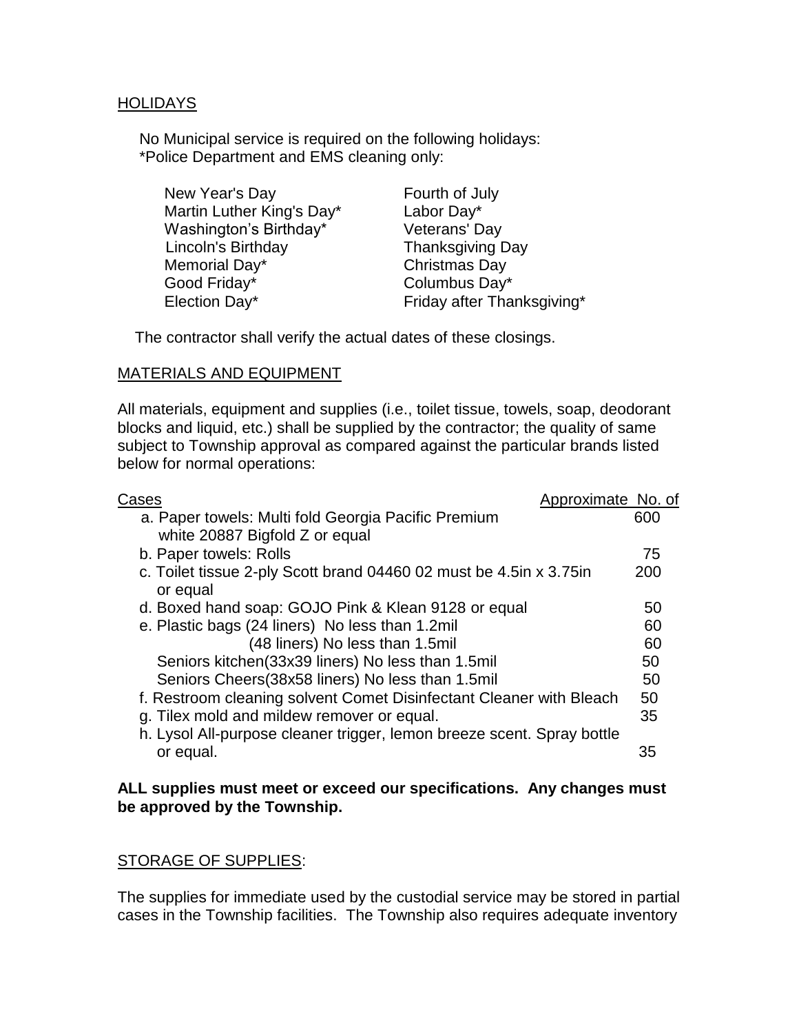## HOLIDAYS

No Municipal service is required on the following holidays:
*Police Department and EMS cleaning only:

| | |
|---|---|
| New Year's Day | Fourth of July |
| Martin Luther King's Day* | Labor Day* |
| Washington's Birthday* | Veterans' Day |
| Lincoln's Birthday | Thanksgiving Day |
| Memorial Day* | Christmas Day |
| Good Friday* | Columbus Day* |
| Election Day* | Friday after Thanksgiving* |

The contractor shall verify the actual dates of these closings.

## MATERIALS AND EQUIPMENT

All materials, equipment and supplies (i.e., toilet tissue, towels, soap, deodorant blocks and liquid, etc.) shall be supplied by the contractor; the quality of same subject to Township approval as compared against the particular brands listed below for normal operations:

| Cases | Approximate No. of |
|---|---|
| a. Paper towels: Multi fold Georgia Pacific Premium white 20887 Bigfold Z or equal | 600 |
| b. Paper towels: Rolls | 75 |
| c. Toilet tissue 2-ply Scott brand 04460 02 must be 4.5in x 3.75in or equal | 200 |
| d. Boxed hand soap: GOJO Pink & Klean 9128 or equal | 50 |
| e. Plastic bags (24 liners) No less than 1.2mil | 60 |
| (48 liners) No less than 1.5mil | 60 |
| Seniors kitchen(33x39 liners) No less than 1.5mil | 50 |
| Seniors Cheers(38x58 liners) No less than 1.5mil | 50 |
| f. Restroom cleaning solvent Comet Disinfectant Cleaner with Bleach | 50 |
| g. Tilex mold and mildew remover or equal. | 35 |
| h. Lysol All-purpose cleaner trigger, lemon breeze scent. Spray bottle or equal. | 35 |

**ALL supplies must meet or exceed our specifications. Any changes must be approved by the Township.**

## STORAGE OF SUPPLIES:

The supplies for immediate used by the custodial service may be stored in partial cases in the Township facilities. The Township also requires adequate inventory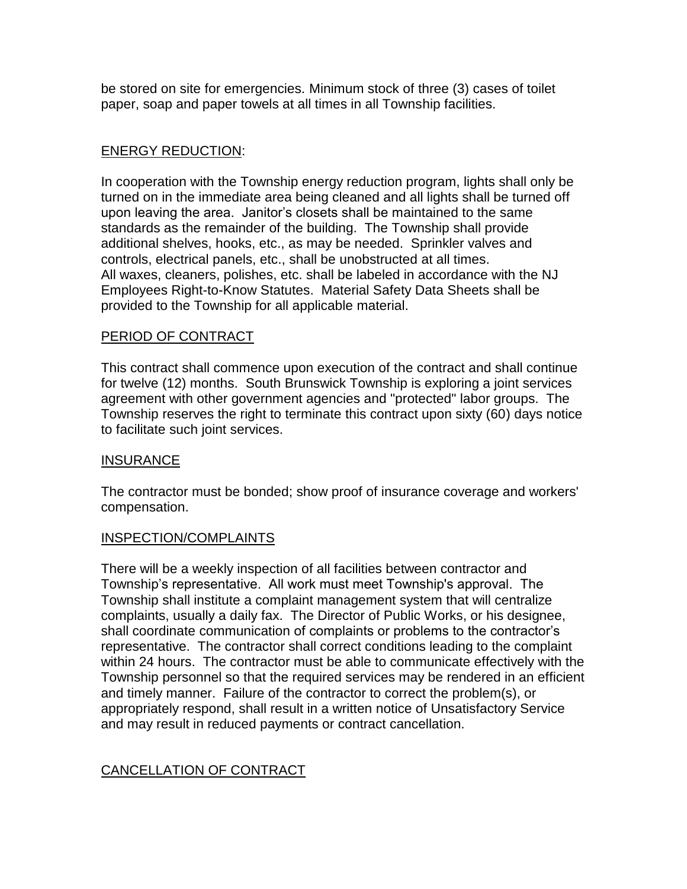be stored on site for emergencies. Minimum stock of three (3) cases of toilet paper, soap and paper towels at all times in all Township facilities.

ENERGY REDUCTION:

In cooperation with the Township energy reduction program, lights shall only be turned on in the immediate area being cleaned and all lights shall be turned off upon leaving the area. Janitor's closets shall be maintained to the same standards as the remainder of the building. The Township shall provide additional shelves, hooks, etc., as may be needed. Sprinkler valves and controls, electrical panels, etc., shall be unobstructed at all times.
All waxes, cleaners, polishes, etc. shall be labeled in accordance with the NJ Employees Right-to-Know Statutes. Material Safety Data Sheets shall be provided to the Township for all applicable material.

PERIOD OF CONTRACT

This contract shall commence upon execution of the contract and shall continue for twelve (12) months. South Brunswick Township is exploring a joint services agreement with other government agencies and "protected" labor groups. The Township reserves the right to terminate this contract upon sixty (60) days notice to facilitate such joint services.

INSURANCE

The contractor must be bonded; show proof of insurance coverage and workers' compensation.

INSPECTION/COMPLAINTS

There will be a weekly inspection of all facilities between contractor and Township's representative. All work must meet Township's approval. The Township shall institute a complaint management system that will centralize complaints, usually a daily fax. The Director of Public Works, or his designee, shall coordinate communication of complaints or problems to the contractor's representative. The contractor shall correct conditions leading to the complaint within 24 hours. The contractor must be able to communicate effectively with the Township personnel so that the required services may be rendered in an efficient and timely manner. Failure of the contractor to correct the problem(s), or appropriately respond, shall result in a written notice of Unsatisfactory Service and may result in reduced payments or contract cancellation.

CANCELLATION OF CONTRACT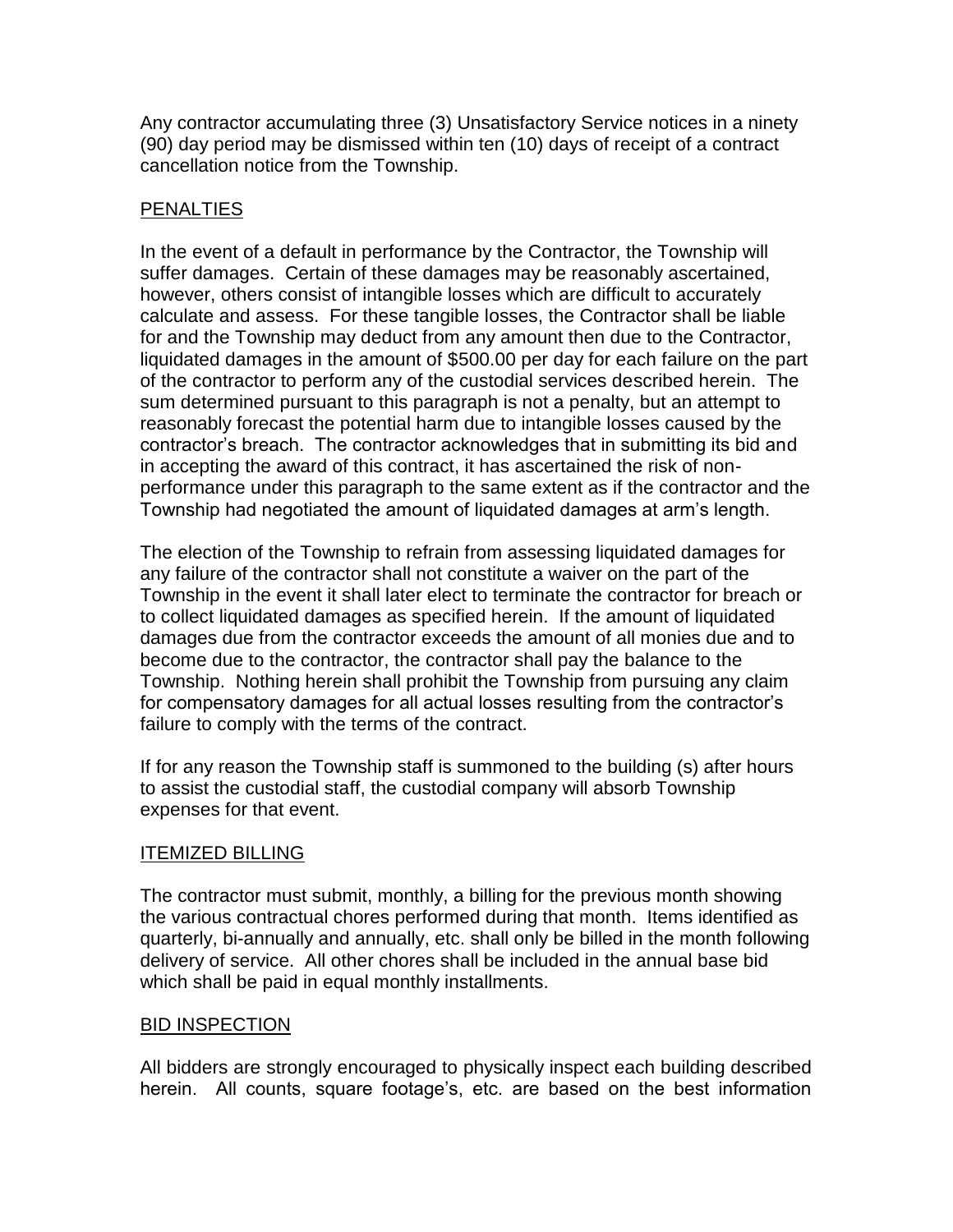Any contractor accumulating three (3) Unsatisfactory Service notices in a ninety (90) day period may be dismissed within ten (10) days of receipt of a contract cancellation notice from the Township.

## PENALTIES

In the event of a default in performance by the Contractor, the Township will suffer damages. Certain of these damages may be reasonably ascertained, however, others consist of intangible losses which are difficult to accurately calculate and assess. For these tangible losses, the Contractor shall be liable for and the Township may deduct from any amount then due to the Contractor, liquidated damages in the amount of $500.00 per day for each failure on the part of the contractor to perform any of the custodial services described herein. The sum determined pursuant to this paragraph is not a penalty, but an attempt to reasonably forecast the potential harm due to intangible losses caused by the contractor's breach. The contractor acknowledges that in submitting its bid and in accepting the award of this contract, it has ascertained the risk of non-performance under this paragraph to the same extent as if the contractor and the Township had negotiated the amount of liquidated damages at arm's length.

The election of the Township to refrain from assessing liquidated damages for any failure of the contractor shall not constitute a waiver on the part of the Township in the event it shall later elect to terminate the contractor for breach or to collect liquidated damages as specified herein. If the amount of liquidated damages due from the contractor exceeds the amount of all monies due and to become due to the contractor, the contractor shall pay the balance to the Township. Nothing herein shall prohibit the Township from pursuing any claim for compensatory damages for all actual losses resulting from the contractor's failure to comply with the terms of the contract.

If for any reason the Township staff is summoned to the building (s) after hours to assist the custodial staff, the custodial company will absorb Township expenses for that event.

## ITEMIZED BILLING

The contractor must submit, monthly, a billing for the previous month showing the various contractual chores performed during that month. Items identified as quarterly, bi-annually and annually, etc. shall only be billed in the month following delivery of service. All other chores shall be included in the annual base bid which shall be paid in equal monthly installments.

## BID INSPECTION

All bidders are strongly encouraged to physically inspect each building described herein. All counts, square footage's, etc. are based on the best information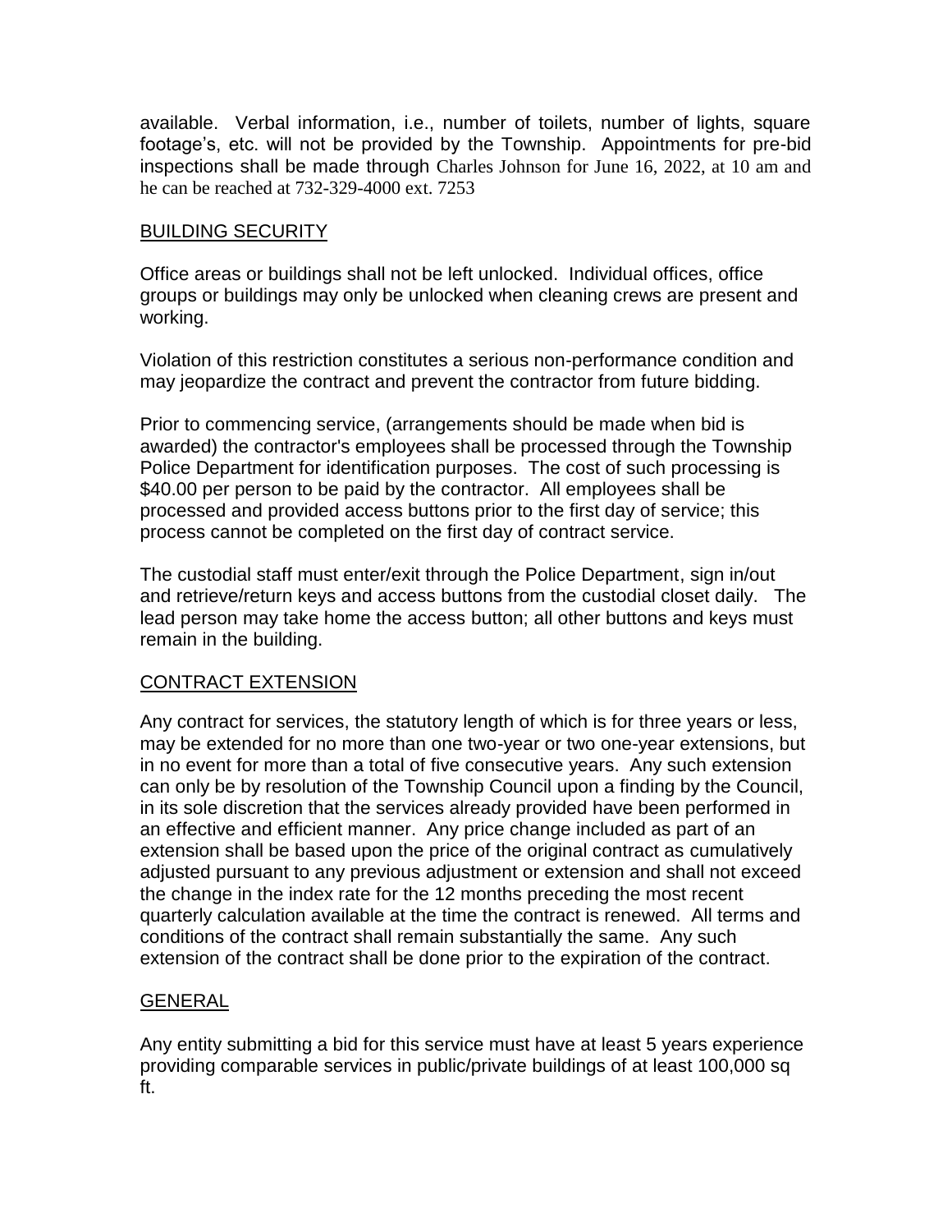available. Verbal information, i.e., number of toilets, number of lights, square footage's, etc. will not be provided by the Township. Appointments for pre-bid inspections shall be made through Charles Johnson for June 16, 2022, at 10 am and he can be reached at 732-329-4000 ext. 7253

## BUILDING SECURITY

Office areas or buildings shall not be left unlocked. Individual offices, office groups or buildings may only be unlocked when cleaning crews are present and working.

Violation of this restriction constitutes a serious non-performance condition and may jeopardize the contract and prevent the contractor from future bidding.

Prior to commencing service, (arrangements should be made when bid is awarded) the contractor's employees shall be processed through the Township Police Department for identification purposes. The cost of such processing is $40.00 per person to be paid by the contractor. All employees shall be processed and provided access buttons prior to the first day of service; this process cannot be completed on the first day of contract service.

The custodial staff must enter/exit through the Police Department, sign in/out and retrieve/return keys and access buttons from the custodial closet daily. The lead person may take home the access button; all other buttons and keys must remain in the building.

## CONTRACT EXTENSION

Any contract for services, the statutory length of which is for three years or less, may be extended for no more than one two-year or two one-year extensions, but in no event for more than a total of five consecutive years. Any such extension can only be by resolution of the Township Council upon a finding by the Council, in its sole discretion that the services already provided have been performed in an effective and efficient manner. Any price change included as part of an extension shall be based upon the price of the original contract as cumulatively adjusted pursuant to any previous adjustment or extension and shall not exceed the change in the index rate for the 12 months preceding the most recent quarterly calculation available at the time the contract is renewed. All terms and conditions of the contract shall remain substantially the same. Any such extension of the contract shall be done prior to the expiration of the contract.

## GENERAL

Any entity submitting a bid for this service must have at least 5 years experience providing comparable services in public/private buildings of at least 100,000 sq ft.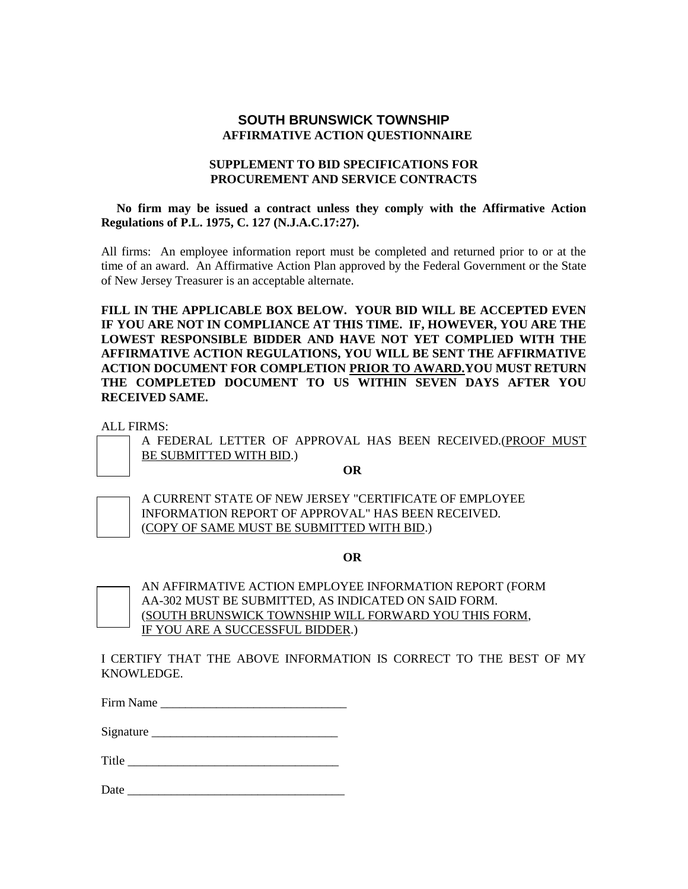# SOUTH BRUNSWICK TOWNSHIP

## AFFIRMATIVE ACTION QUESTIONNAIRE

### SUPPLEMENT TO BID SPECIFICATIONS FOR PROCUREMENT AND SERVICE CONTRACTS

**No firm may be issued a contract unless they comply with the Affirmative Action Regulations of P.L. 1975, C. 127 (N.J.A.C.17:27).**

All firms: An employee information report must be completed and returned prior to or at the time of an award. An Affirmative Action Plan approved by the Federal Government or the State of New Jersey Treasurer is an acceptable alternate.

**FILL IN THE APPLICABLE BOX BELOW. YOUR BID WILL BE ACCEPTED EVEN IF YOU ARE NOT IN COMPLIANCE AT THIS TIME. IF, HOWEVER, YOU ARE THE LOWEST RESPONSIBLE BIDDER AND HAVE NOT YET COMPLIED WITH THE AFFIRMATIVE ACTION REGULATIONS, YOU WILL BE SENT THE AFFIRMATIVE ACTION DOCUMENT FOR COMPLETION <u>PRIOR TO AWARD.</u>YOU MUST RETURN THE COMPLETED DOCUMENT TO US WITHIN SEVEN DAYS AFTER YOU RECEIVED SAME.**

ALL FIRMS:

☐ A FEDERAL LETTER OF APPROVAL HAS BEEN RECEIVED.(<u>PROOF MUST BE SUBMITTED WITH BID</u>.)

**OR**

☐ A CURRENT STATE OF NEW JERSEY "CERTIFICATE OF EMPLOYEE INFORMATION REPORT OF APPROVAL" HAS BEEN RECEIVED. (<u>COPY OF SAME MUST BE SUBMITTED WITH BID</u>.)

**OR**

☐ AN AFFIRMATIVE ACTION EMPLOYEE INFORMATION REPORT (FORM AA-302 MUST BE SUBMITTED, AS INDICATED ON SAID FORM. (<u>SOUTH BRUNSWICK TOWNSHIP WILL FORWARD YOU THIS FORM, IF YOU ARE A SUCCESSFUL BIDDER</u>.)

I CERTIFY THAT THE ABOVE INFORMATION IS CORRECT TO THE BEST OF MY KNOWLEDGE.

Firm Name ______________________________

Signature ______________________________

Title ______________________________

Date ______________________________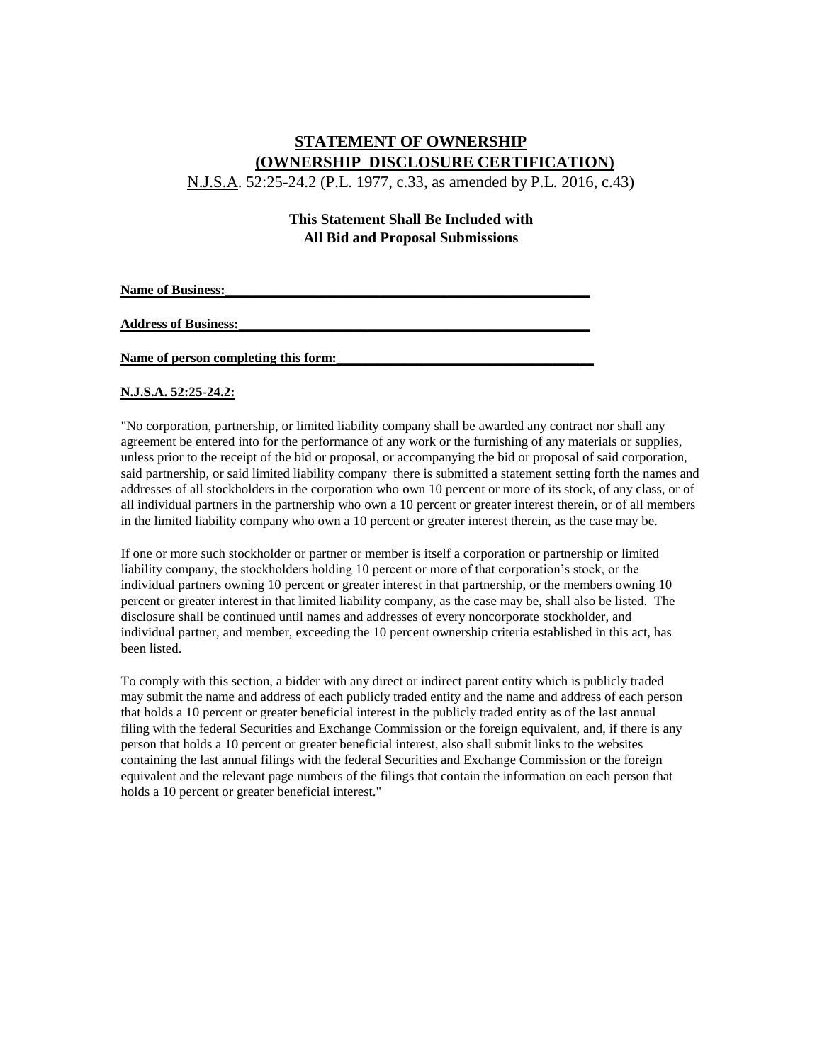# STATEMENT OF OWNERSHIP
# (OWNERSHIP DISCLOSURE CERTIFICATION)

N.J.S.A. 52:25-24.2 (P.L. 1977, c.33, as amended by P.L. 2016, c.43)

**This Statement Shall Be Included with All Bid and Proposal Submissions**

**Name of Business:\_\_\_\_\_\_\_\_\_\_\_\_\_\_\_\_\_\_\_\_\_\_\_\_\_\_\_\_\_\_\_\_\_\_\_\_\_\_\_\_\_\_\_\_\_\_\_\_\_\_\_\_\_\_**

**Address of Business:\_\_\_\_\_\_\_\_\_\_\_\_\_\_\_\_\_\_\_\_\_\_\_\_\_\_\_\_\_\_\_\_\_\_\_\_\_\_\_\_\_\_\_\_\_\_\_\_\_\_\_\_**

**Name of person completing this form:\_\_\_\_\_\_\_\_\_\_\_\_\_\_\_\_\_\_\_\_\_\_\_\_\_\_\_\_\_\_\_\_\_\_\_\_\_\_**

**N.J.S.A. 52:25-24.2:**

"No corporation, partnership, or limited liability company shall be awarded any contract nor shall any agreement be entered into for the performance of any work or the furnishing of any materials or supplies, unless prior to the receipt of the bid or proposal, or accompanying the bid or proposal of said corporation, said partnership, or said limited liability company there is submitted a statement setting forth the names and addresses of all stockholders in the corporation who own 10 percent or more of its stock, of any class, or of all individual partners in the partnership who own a 10 percent or greater interest therein, or of all members in the limited liability company who own a 10 percent or greater interest therein, as the case may be.

If one or more such stockholder or partner or member is itself a corporation or partnership or limited liability company, the stockholders holding 10 percent or more of that corporation's stock, or the individual partners owning 10 percent or greater interest in that partnership, or the members owning 10 percent or greater interest in that limited liability company, as the case may be, shall also be listed. The disclosure shall be continued until names and addresses of every noncorporate stockholder, and individual partner, and member, exceeding the 10 percent ownership criteria established in this act, has been listed.

To comply with this section, a bidder with any direct or indirect parent entity which is publicly traded may submit the name and address of each publicly traded entity and the name and address of each person that holds a 10 percent or greater beneficial interest in the publicly traded entity as of the last annual filing with the federal Securities and Exchange Commission or the foreign equivalent, and, if there is any person that holds a 10 percent or greater beneficial interest, also shall submit links to the websites containing the last annual filings with the federal Securities and Exchange Commission or the foreign equivalent and the relevant page numbers of the filings that contain the information on each person that holds a 10 percent or greater beneficial interest."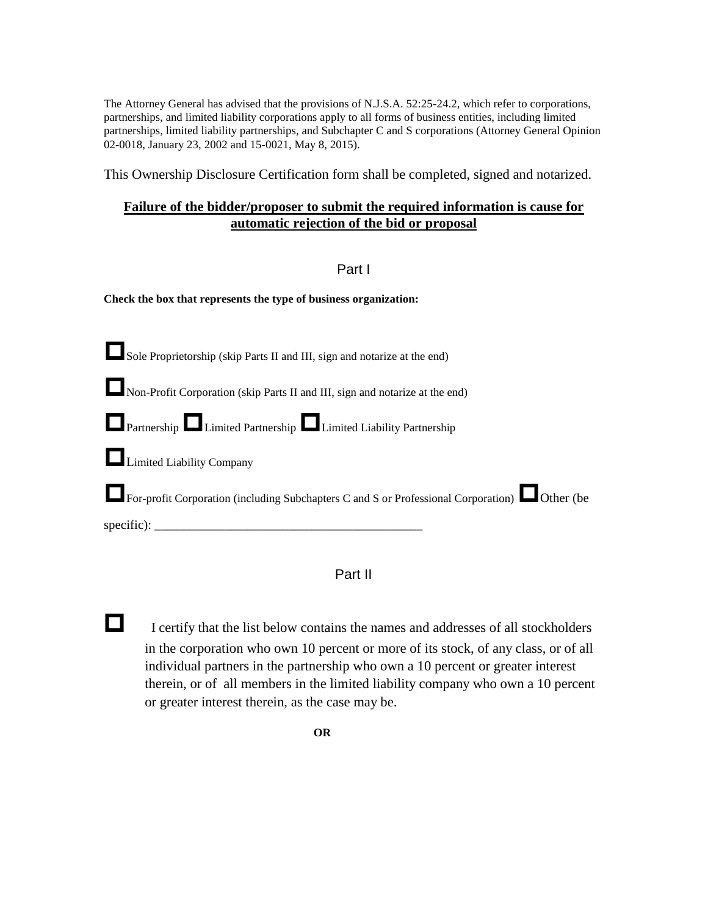The Attorney General has advised that the provisions of N.J.S.A. 52:25-24.2, which refer to corporations, partnerships, and limited liability corporations apply to all forms of business entities, including limited partnerships, limited liability partnerships, and Subchapter C and S corporations (Attorney General Opinion 02-0018, January 23, 2002 and 15-0021, May 8, 2015).

This Ownership Disclosure Certification form shall be completed, signed and notarized.

**Failure of the bidder/proposer to submit the required information is cause for automatic rejection of the bid or proposal**

## Part I

**Check the box that represents the type of business organization:**

☐ Sole Proprietorship (skip Parts II and III, sign and notarize at the end)

☐ Non-Profit Corporation (skip Parts II and III, sign and notarize at the end)

☐ Partnership ☐ Limited Partnership ☐ Limited Liability Partnership

☐ Limited Liability Company

☐ For-profit Corporation (including Subchapters C and S or Professional Corporation) ☐ Other (be specific): ___________________________________________

## Part II

☐ I certify that the list below contains the names and addresses of all stockholders in the corporation who own 10 percent or more of its stock, of any class, or of all individual partners in the partnership who own a 10 percent or greater interest therein, or of all members in the limited liability company who own a 10 percent or greater interest therein, as the case may be.

**OR**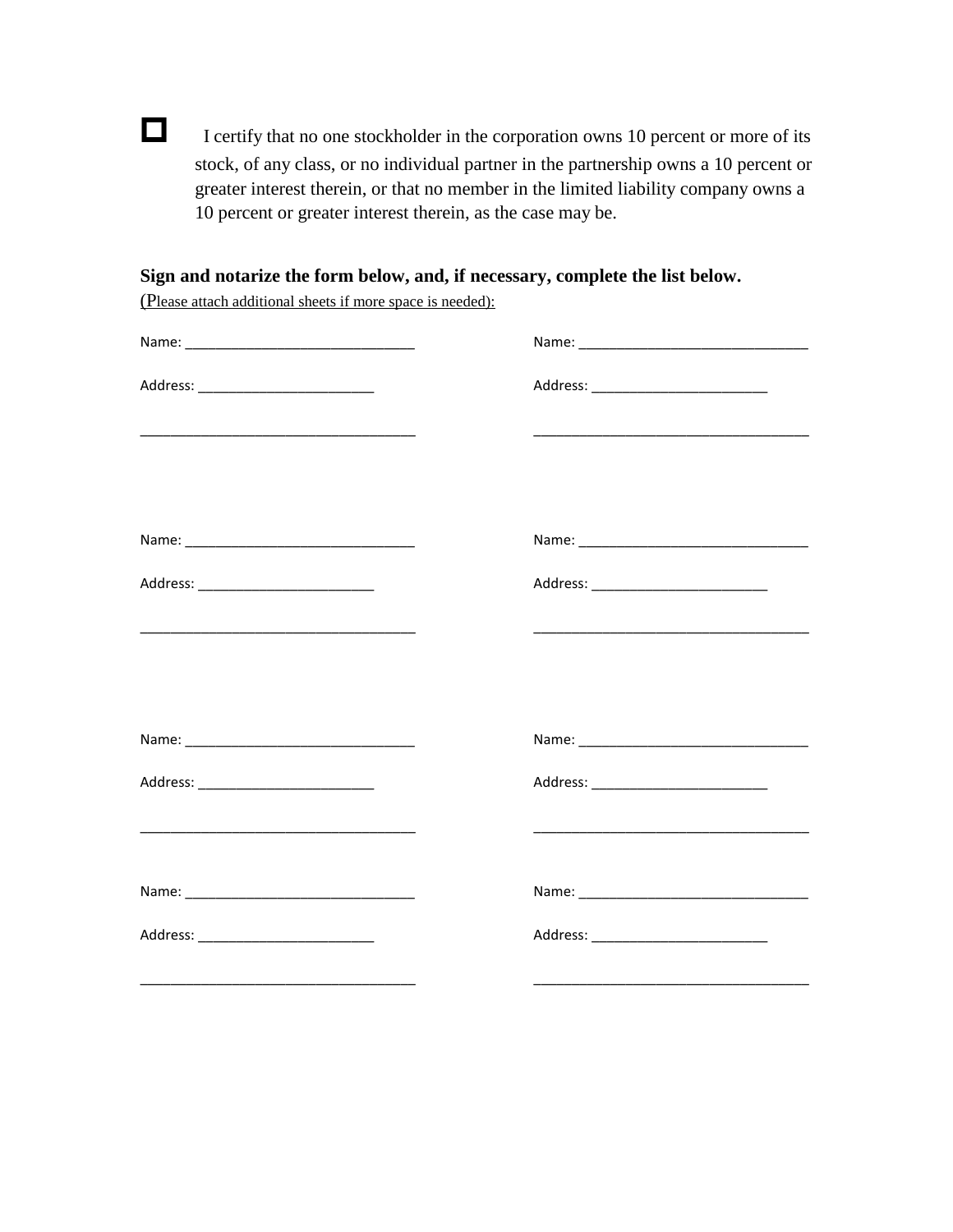☐ I certify that no one stockholder in the corporation owns 10 percent or more of its stock, of any class, or no individual partner in the partnership owns a 10 percent or greater interest therein, or that no member in the limited liability company owns a 10 percent or greater interest therein, as the case may be.

**Sign and notarize the form below, and, if necessary, complete the list below.**
(Please attach additional sheets if more space is needed):

Name: ______________________________ Name: ______________________________

Address: _______________________ Address: _______________________

____________________________________ ____________________________________

Name: ______________________________ Name: ______________________________

Address: _______________________ Address: _______________________

____________________________________ ____________________________________

Name: ______________________________ Name: ______________________________

Address: _______________________ Address: _______________________

____________________________________ ____________________________________

Name: ______________________________ Name: ______________________________

Address: _______________________ Address: _______________________

____________________________________ ____________________________________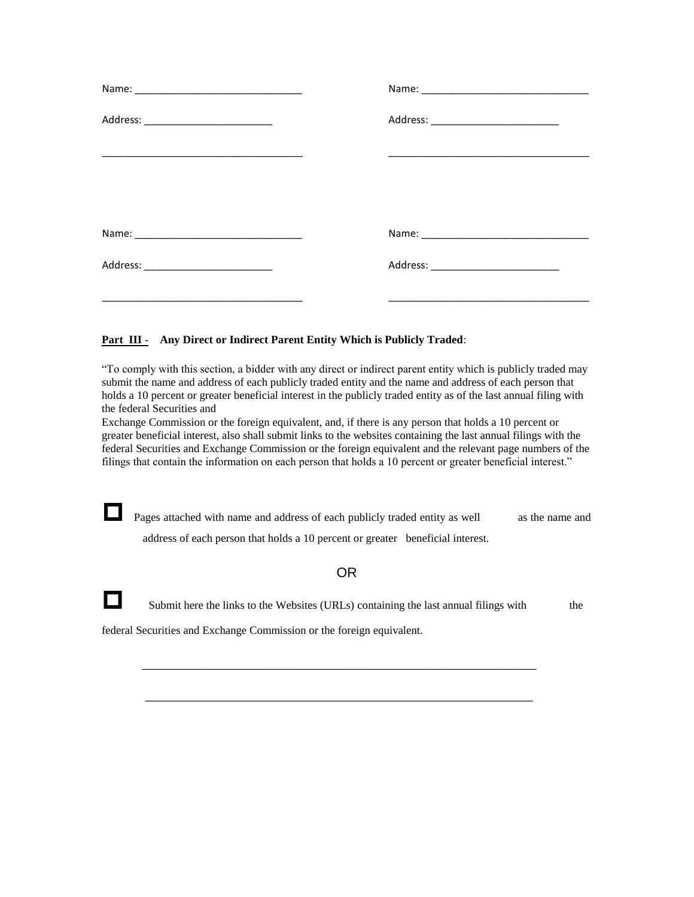Name: ______________________________

Address: _______________________

___________________________________

Name: ______________________________

Address: _______________________

___________________________________

Name: ______________________________

Address: _______________________

___________________________________

Name: ______________________________

Address: _______________________

___________________________________

**Part III - Any Direct or Indirect Parent Entity Which is Publicly Traded**:

"To comply with this section, a bidder with any direct or indirect parent entity which is publicly traded may submit the name and address of each publicly traded entity and the name and address of each person that holds a 10 percent or greater beneficial interest in the publicly traded entity as of the last annual filing with the federal Securities and Exchange Commission or the foreign equivalent, and, if there is any person that holds a 10 percent or greater beneficial interest, also shall submit links to the websites containing the last annual filings with the federal Securities and Exchange Commission or the foreign equivalent and the relevant page numbers of the filings that contain the information on each person that holds a 10 percent or greater beneficial interest."

☐ Pages attached with name and address of each publicly traded entity as well as the name and address of each person that holds a 10 percent or greater beneficial interest.

OR

☐ Submit here the links to the Websites (URLs) containing the last annual filings with the federal Securities and Exchange Commission or the foreign equivalent.

___________________________________________________________________

___________________________________________________________________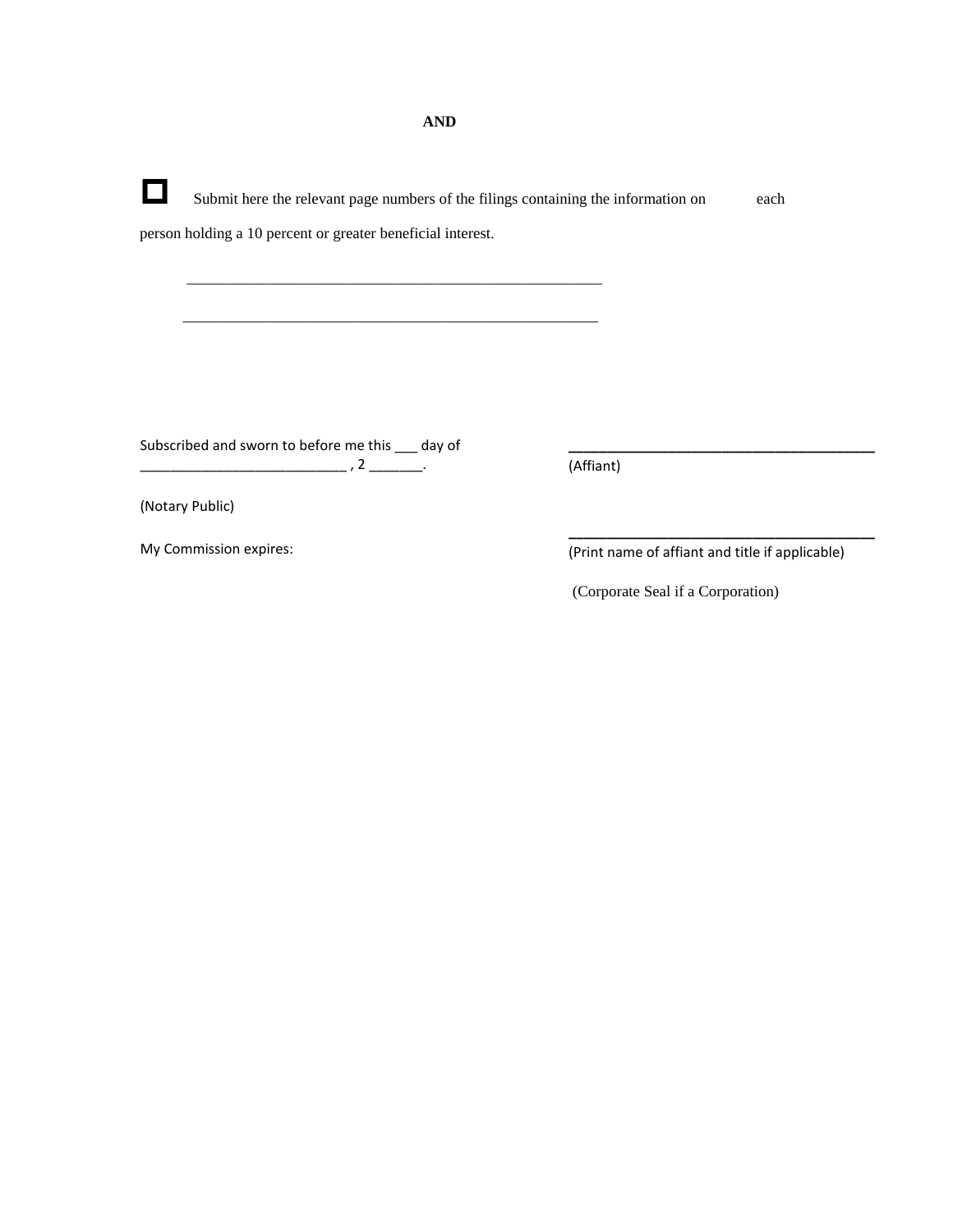**AND**

☐ Submit here the relevant page numbers of the filings containing the information on each person holding a 10 percent or greater beneficial interest.

\_\_\_\_\_\_\_\_\_\_\_\_\_\_\_\_\_\_\_\_\_\_\_\_\_\_\_\_\_\_\_\_\_\_\_\_\_\_\_\_\_\_\_\_\_\_\_\_\_\_\_\_\_\_

\_\_\_\_\_\_\_\_\_\_\_\_\_\_\_\_\_\_\_\_\_\_\_\_\_\_\_\_\_\_\_\_\_\_\_\_\_\_\_\_\_\_\_\_\_\_\_\_\_\_\_\_\_\_

Subscribed and sworn to before me this ___ day of ___________________________ , 2 _______.

(Notary Public)

My Commission expires:

\_\_\_\_\_\_\_\_\_\_\_\_\_\_\_\_\_\_\_\_\_\_\_\_\_\_\_\_\_\_\_\_\_\_\_\_\_\_\_\_
(Affiant)

\_\_\_\_\_\_\_\_\_\_\_\_\_\_\_\_\_\_\_\_\_\_\_\_\_\_\_\_\_\_\_\_\_\_\_\_\_\_\_\_
(Print name of affiant and title if applicable)

(Corporate Seal if a Corporation)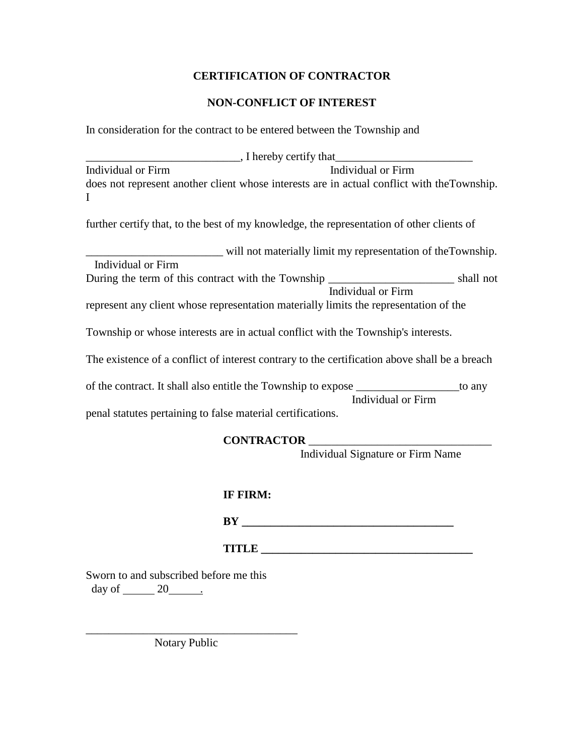**CERTIFICATION OF CONTRACTOR**

**NON-CONFLICT OF INTEREST**

In consideration for the contract to be entered between the Township and

___________________________, I hereby certify that________________________
Individual or Firm                                                    Individual or Firm
does not represent another client whose interests are in actual conflict with theTownship. I

further certify that, to the best of my knowledge, the representation of other clients of

________________________ will not materially limit my representation of theTownship.
Individual or Firm
During the term of this contract with the Township ______________________ shall not
                                                                                Individual or Firm
represent any client whose representation materially limits the representation of the

Township or whose interests are in actual conflict with the Township's interests.

The existence of a conflict of interest contrary to the certification above shall be a breach

of the contract. It shall also entitle the Township to expose __________________to any
                                                                                Individual or Firm
penal statutes pertaining to false material certifications.

**CONTRACTOR** ________________________________
Individual Signature or Firm Name

**IF FIRM:**

**BY** ______________________________________

**TITLE** ______________________________________

Sworn to and subscribed before me this
day of ______ 20______.

_____________________________________
Notary Public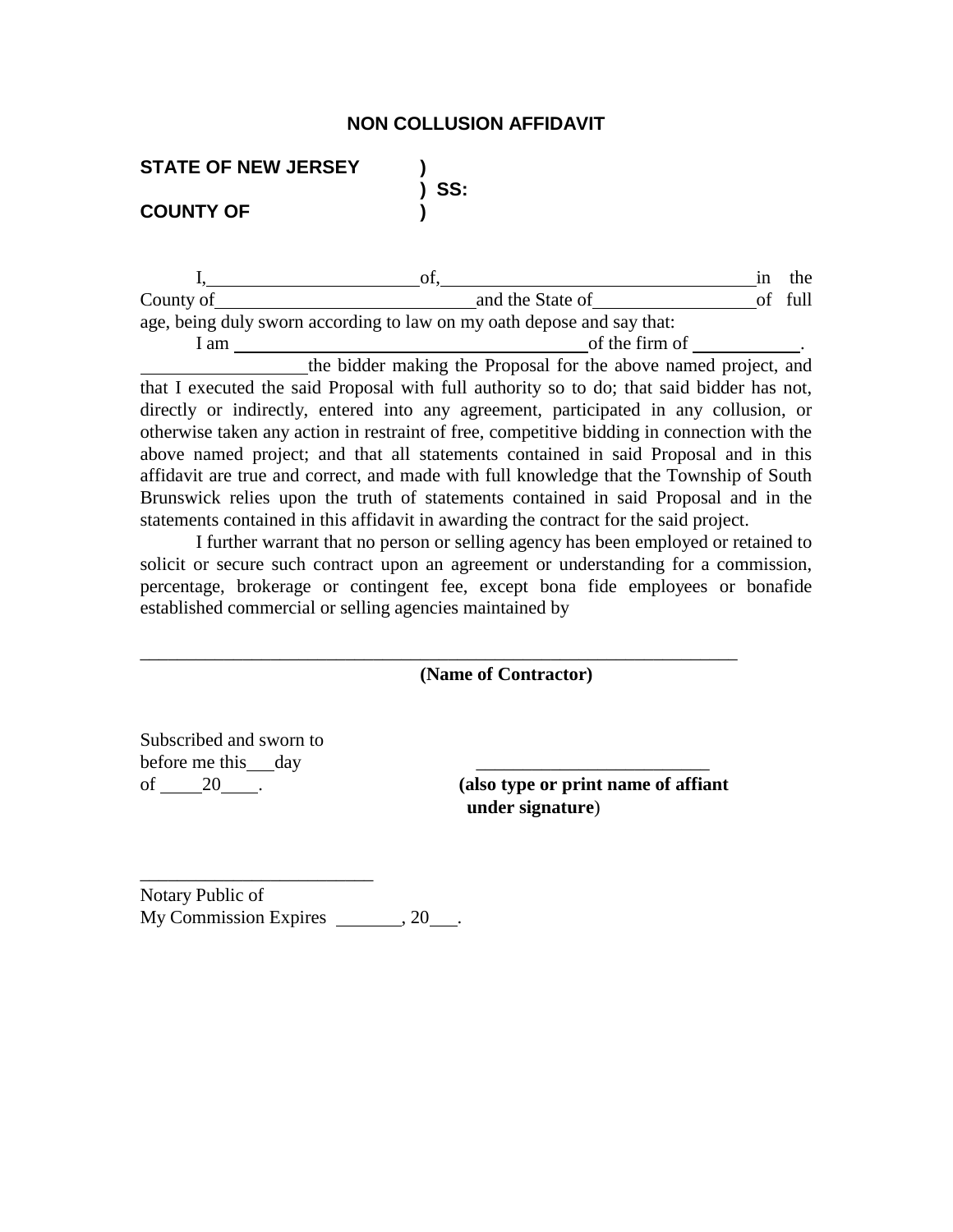# NON COLLUSION AFFIDAVIT

**STATE OF NEW JERSEY** )
) **SS:**
**COUNTY OF** )

I,\_\_\_\_\_\_\_\_\_\_\_\_\_\_\_\_\_\_\_\_\_\_\_ of,\_\_\_\_\_\_\_\_\_\_\_\_\_\_\_\_\_\_\_\_\_\_\_\_\_\_\_\_\_\_\_\_\_\_ in the County of\_\_\_\_\_\_\_\_\_\_\_\_\_\_\_\_\_\_\_\_\_\_\_\_\_\_\_\_\_ and the State of\_\_\_\_\_\_\_\_\_\_\_\_\_\_\_\_\_\_ of full age, being duly sworn according to law on my oath depose and say that:

I am \_\_\_\_\_\_\_\_\_\_\_\_\_\_\_\_\_\_\_\_\_\_\_\_\_\_\_\_\_\_\_\_\_\_\_\_\_\_\_\_\_ of the firm of \_\_\_\_\_\_\_\_\_\_\_\_. \_\_\_\_\_\_\_\_\_\_\_\_\_\_\_\_\_\_ the bidder making the Proposal for the above named project, and that I executed the said Proposal with full authority so to do; that said bidder has not, directly or indirectly, entered into any agreement, participated in any collusion, or otherwise taken any action in restraint of free, competitive bidding in connection with the above named project; and that all statements contained in said Proposal and in this affidavit are true and correct, and made with full knowledge that the Township of South Brunswick relies upon the truth of statements contained in said Proposal and in the statements contained in this affidavit in awarding the contract for the said project.

I further warrant that no person or selling agency has been employed or retained to solicit or secure such contract upon an agreement or understanding for a commission, percentage, brokerage or contingent fee, except bona fide employees or bonafide established commercial or selling agencies maintained by

\_\_\_\_\_\_\_\_\_\_\_\_\_\_\_\_\_\_\_\_\_\_\_\_\_\_\_\_\_\_\_\_\_\_\_\_\_\_\_\_\_\_\_\_\_\_\_\_\_\_\_\_\_\_\_\_\_\_\_\_\_\_\_\_
**(Name of Contractor)**

Subscribed and sworn to
before me this\_\_\_day
of \_\_\_\_\_20\_\_\_\_.

\_\_\_\_\_\_\_\_\_\_\_\_\_\_\_\_\_\_\_\_\_\_\_\_\_
**(also type or print name of affiant under signature**)

\_\_\_\_\_\_\_\_\_\_\_\_\_\_\_\_\_\_\_\_\_\_\_\_\_
Notary Public of
My Commission Expires \_\_\_\_\_\_\_\_, 20\_\_\_.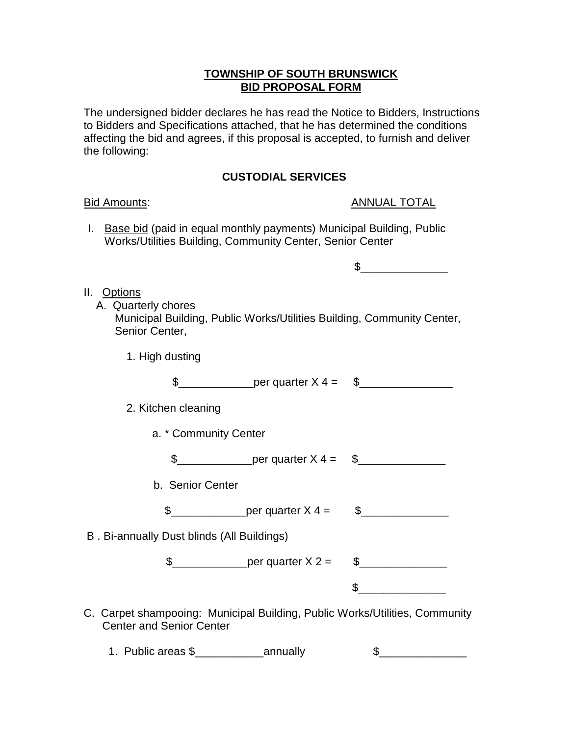**TOWNSHIP OF SOUTH BRUNSWICK**
**BID PROPOSAL FORM**

The undersigned bidder declares he has read the Notice to Bidders, Instructions to Bidders and Specifications attached, that he has determined the conditions affecting the bid and agrees, if this proposal is accepted, to furnish and deliver the following:

**CUSTODIAL SERVICES**

Bid Amounts: ANNUAL TOTAL

I. Base bid (paid in equal monthly payments) Municipal Building, Public Works/Utilities Building, Community Center, Senior Center

$______________

II. Options

A. Quarterly chores
Municipal Building, Public Works/Utilities Building, Community Center, Senior Center,

1. High dusting

$____________per quarter X 4 = $_______________

2. Kitchen cleaning

a. * Community Center

$____________per quarter X 4 = $______________

b. Senior Center

$____________per quarter X 4 = $______________

B . Bi-annually Dust blinds (All Buildings)

$____________per quarter X 2 = $______________

$______________

C. Carpet shampooing: Municipal Building, Public Works/Utilities, Community Center and Senior Center

1. Public areas $___________annually $______________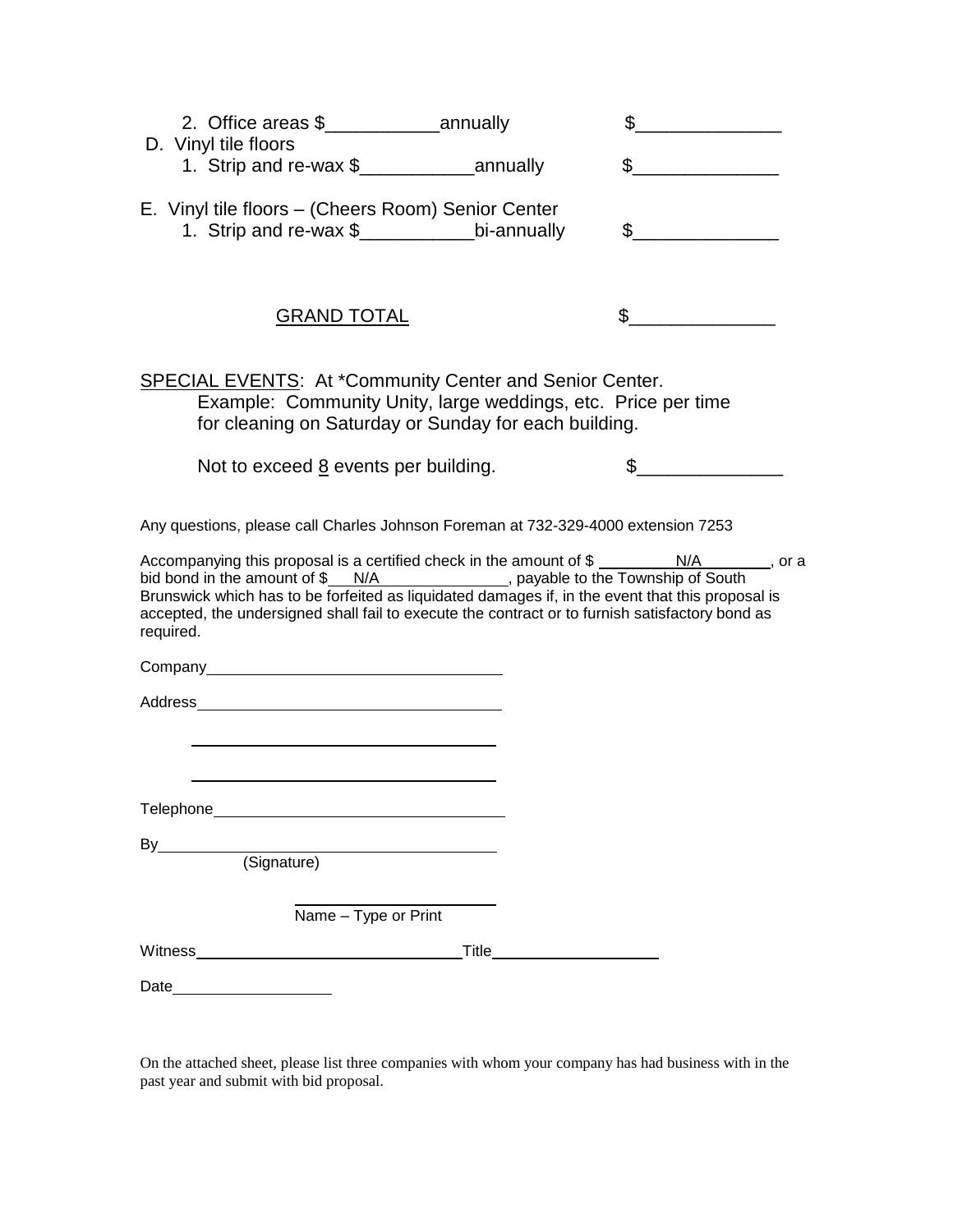2. Office areas $___________annually $______________

D. Vinyl tile floors

1. Strip and re-wax $___________annually $______________

E. Vinyl tile floors – (Cheers Room) Senior Center

1. Strip and re-wax $___________bi-annually $______________

GRAND TOTAL $______________

SPECIAL EVENTS: At *Community Center and Senior Center.
Example: Community Unity, large weddings, etc. Price per time for cleaning on Saturday or Sunday for each building.

Not to exceed 8 events per building. $______________

Any questions, please call Charles Johnson Foreman at 732-329-4000 extension 7253

Accompanying this proposal is a certified check in the amount of $ N/A , or a bid bond in the amount of $ N/A , payable to the Township of South Brunswick which has to be forfeited as liquidated damages if, in the event that this proposal is accepted, the undersigned shall fail to execute the contract or to furnish satisfactory bond as required.

Company____________________________________

Address____________________________________

____________________________________

____________________________________

Telephone____________________________________

By____________________________________
(Signature)

____________________________________
Name – Type or Print

Witness______________________________ Title____________________

Date____________________

On the attached sheet, please list three companies with whom your company has had business with in the past year and submit with bid proposal.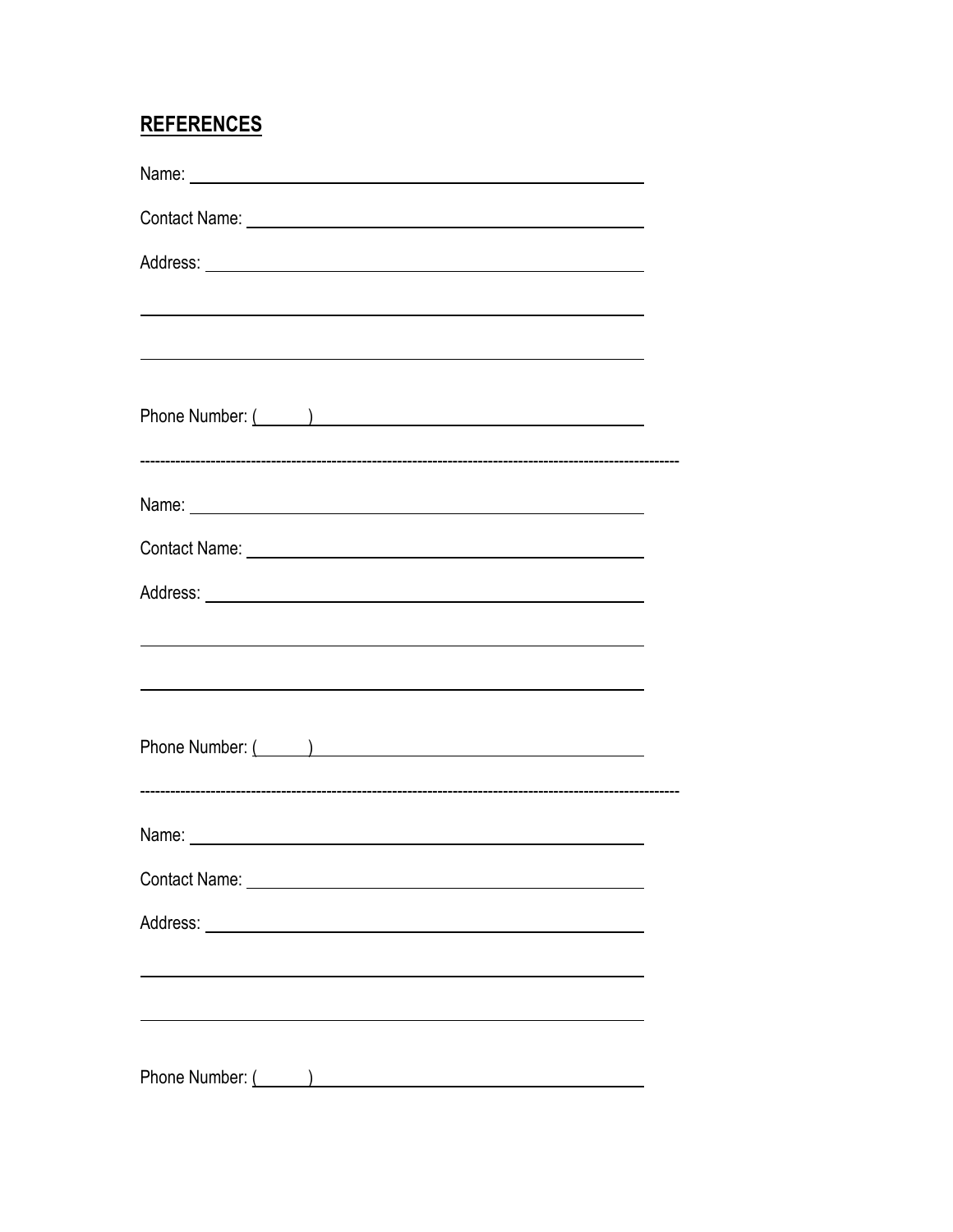## REFERENCES

Name: ______________________________________________

Contact Name: _______________________________________

Address: ____________________________________________

____________________________________________________

____________________________________________________

Phone Number: (      ) _________________________________

---

Name: ______________________________________________

Contact Name: _______________________________________

Address: ____________________________________________

____________________________________________________

____________________________________________________

Phone Number: (      ) _________________________________

---

Name: ______________________________________________

Contact Name: _______________________________________

Address: ____________________________________________

____________________________________________________

____________________________________________________

Phone Number: (      ) _________________________________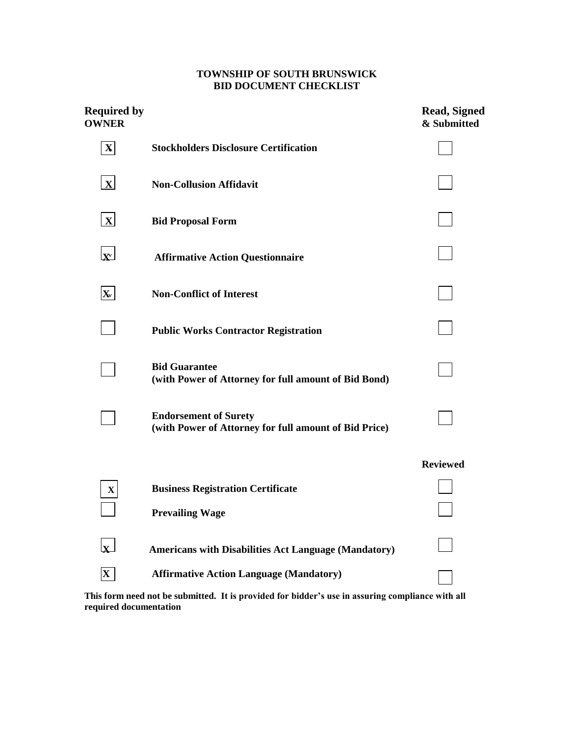**TOWNSHIP OF SOUTH BRUNSWICK**
**BID DOCUMENT CHECKLIST**

| Required by OWNER | | Read, Signed & Submitted |
|---|---|---|
| X | **Stockholders Disclosure Certification** | |
| X | **Non-Collusion Affidavit** | |
| X | **Bid Proposal Form** | |
| X | **Affirmative Action Questionnaire** | |
| X | **Non-Conflict of Interest** | |
| | **Public Works Contractor Registration** | |
| | **Bid Guarantee (with Power of Attorney for full amount of Bid Bond)** | |
| | **Endorsement of Surety (with Power of Attorney for full amount of Bid Price)** | |
| | | **Reviewed** |
| X | **Business Registration Certificate** | |
| | **Prevailing Wage** | |
| X | **Americans with Disabilities Act Language (Mandatory)** | |
| X | **Affirmative Action Language (Mandatory)** | |

**This form need not be submitted. It is provided for bidder's use in assuring compliance with all required documentation**